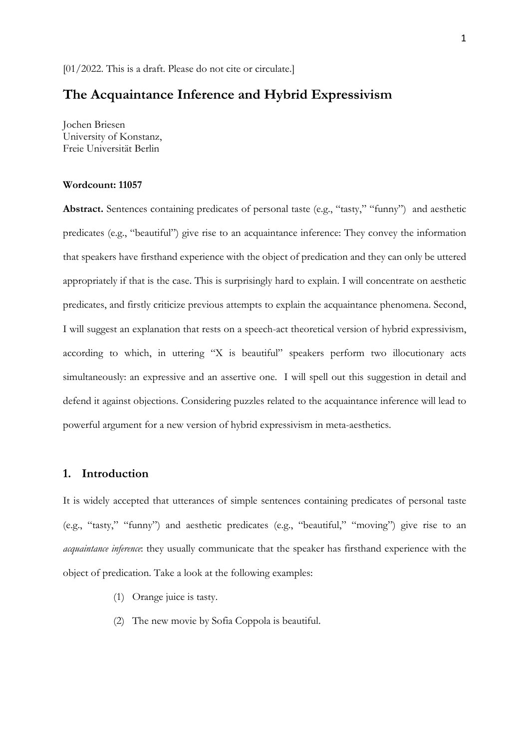[01/2022. This is a draft. Please do not cite or circulate.]

# The Acquaintance Inference and Hybrid Expressivism

Jochen Briesen
University of Konstanz,
Freie Universität Berlin

**Wordcount: 11057**

**Abstract.** Sentences containing predicates of personal taste (e.g., "tasty," "funny") and aesthetic predicates (e.g., "beautiful") give rise to an acquaintance inference: They convey the information that speakers have firsthand experience with the object of predication and they can only be uttered appropriately if that is the case. This is surprisingly hard to explain. I will concentrate on aesthetic predicates, and firstly criticize previous attempts to explain the acquaintance phenomena. Second, I will suggest an explanation that rests on a speech-act theoretical version of hybrid expressivism, according to which, in uttering "X is beautiful" speakers perform two illocutionary acts simultaneously: an expressive and an assertive one. I will spell out this suggestion in detail and defend it against objections. Considering puzzles related to the acquaintance inference will lead to powerful argument for a new version of hybrid expressivism in meta-aesthetics.

## 1. Introduction

It is widely accepted that utterances of simple sentences containing predicates of personal taste (e.g., "tasty," "funny") and aesthetic predicates (e.g., "beautiful," "moving") give rise to an *acquaintance inference*: they usually communicate that the speaker has firsthand experience with the object of predication. Take a look at the following examples:

(1) Orange juice is tasty.

(2) The new movie by Sofia Coppola is beautiful.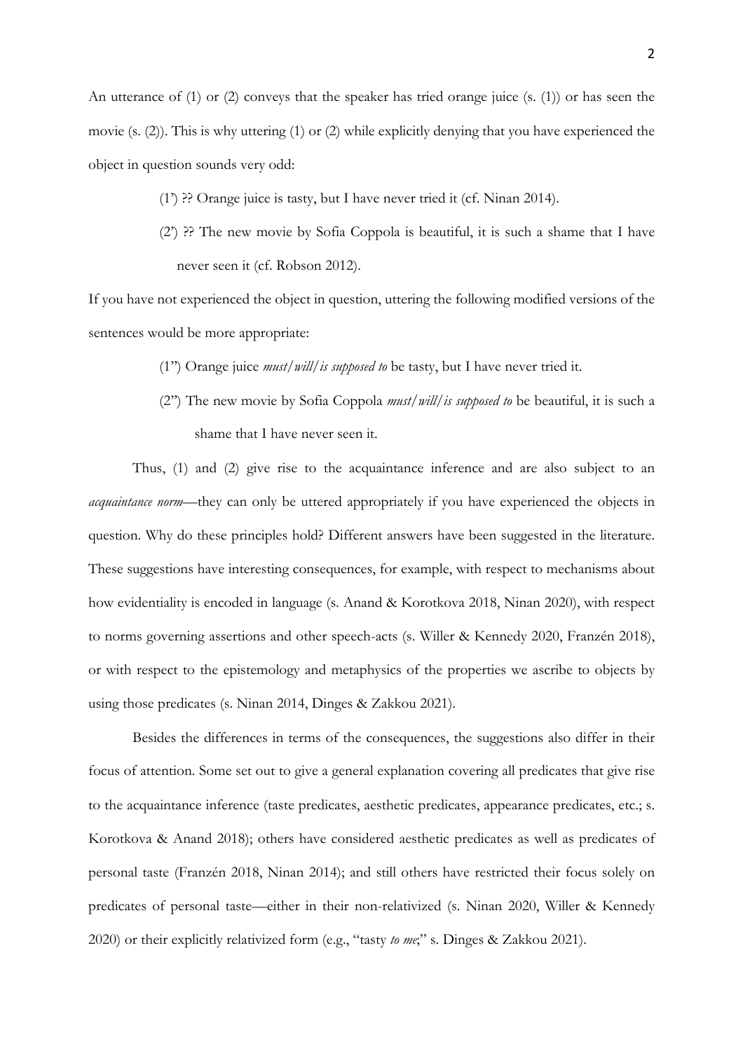An utterance of (1) or (2) conveys that the speaker has tried orange juice (s. (1)) or has seen the movie (s. (2)). This is why uttering (1) or (2) while explicitly denying that you have experienced the object in question sounds very odd:

(1') ?? Orange juice is tasty, but I have never tried it (cf. Ninan 2014).

(2') ?? The new movie by Sofia Coppola is beautiful, it is such a shame that I have never seen it (cf. Robson 2012).

If you have not experienced the object in question, uttering the following modified versions of the sentences would be more appropriate:

(1'') Orange juice *must/will/is supposed to* be tasty, but I have never tried it.

(2'') The new movie by Sofia Coppola *must/will/is supposed to* be beautiful, it is such a shame that I have never seen it.

Thus, (1) and (2) give rise to the acquaintance inference and are also subject to an *acquaintance norm*—they can only be uttered appropriately if you have experienced the objects in question. Why do these principles hold? Different answers have been suggested in the literature. These suggestions have interesting consequences, for example, with respect to mechanisms about how evidentiality is encoded in language (s. Anand & Korotkova 2018, Ninan 2020), with respect to norms governing assertions and other speech-acts (s. Willer & Kennedy 2020, Franzén 2018), or with respect to the epistemology and metaphysics of the properties we ascribe to objects by using those predicates (s. Ninan 2014, Dinges & Zakkou 2021).

Besides the differences in terms of the consequences, the suggestions also differ in their focus of attention. Some set out to give a general explanation covering all predicates that give rise to the acquaintance inference (taste predicates, aesthetic predicates, appearance predicates, etc.; s. Korotkova & Anand 2018); others have considered aesthetic predicates as well as predicates of personal taste (Franzén 2018, Ninan 2014); and still others have restricted their focus solely on predicates of personal taste—either in their non-relativized (s. Ninan 2020, Willer & Kennedy 2020) or their explicitly relativized form (e.g., "tasty *to me*;" s. Dinges & Zakkou 2021).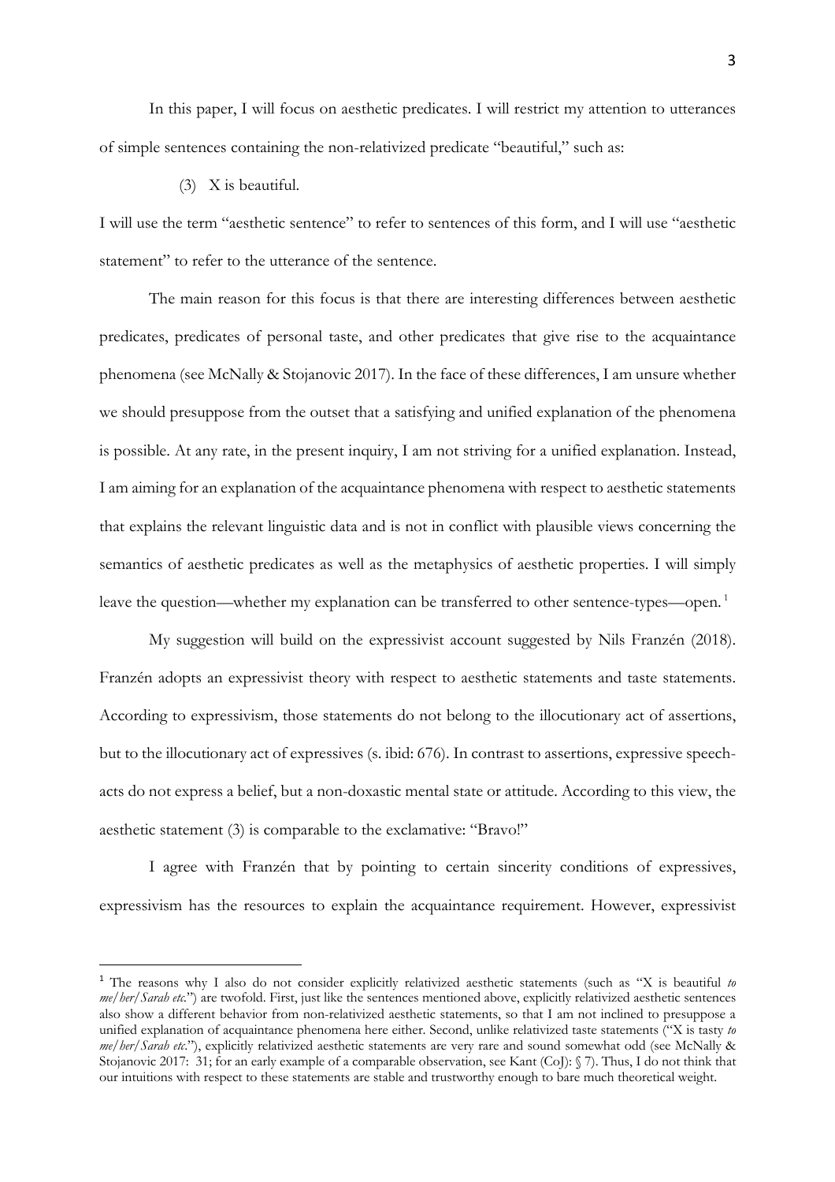In this paper, I will focus on aesthetic predicates. I will restrict my attention to utterances of simple sentences containing the non-relativized predicate "beautiful," such as:

(3) X is beautiful.

I will use the term "aesthetic sentence" to refer to sentences of this form, and I will use "aesthetic statement" to refer to the utterance of the sentence.

The main reason for this focus is that there are interesting differences between aesthetic predicates, predicates of personal taste, and other predicates that give rise to the acquaintance phenomena (see McNally & Stojanovic 2017). In the face of these differences, I am unsure whether we should presuppose from the outset that a satisfying and unified explanation of the phenomena is possible. At any rate, in the present inquiry, I am not striving for a unified explanation. Instead, I am aiming for an explanation of the acquaintance phenomena with respect to aesthetic statements that explains the relevant linguistic data and is not in conflict with plausible views concerning the semantics of aesthetic predicates as well as the metaphysics of aesthetic properties. I will simply leave the question—whether my explanation can be transferred to other sentence-types—open.[1]

My suggestion will build on the expressivist account suggested by Nils Franzén (2018). Franzén adopts an expressivist theory with respect to aesthetic statements and taste statements. According to expressivism, those statements do not belong to the illocutionary act of assertions, but to the illocutionary act of expressives (s. ibid: 676). In contrast to assertions, expressive speech-acts do not express a belief, but a non-doxastic mental state or attitude. According to this view, the aesthetic statement (3) is comparable to the exclamative: "Bravo!"

I agree with Franzén that by pointing to certain sincerity conditions of expressives, expressivism has the resources to explain the acquaintance requirement. However, expressivist

[1] The reasons why I also do not consider explicitly relativized aesthetic statements (such as "X is beautiful *to me/her/Sarah etc.*") are twofold. First, just like the sentences mentioned above, explicitly relativized aesthetic sentences also show a different behavior from non-relativized aesthetic statements, so that I am not inclined to presuppose a unified explanation of acquaintance phenomena here either. Second, unlike relativized taste statements ("X is tasty *to me/her/Sarah etc.*"), explicitly relativized aesthetic statements are very rare and sound somewhat odd (see McNally & Stojanovic 2017: 31; for an early example of a comparable observation, see Kant (CoJ): § 7). Thus, I do not think that our intuitions with respect to these statements are stable and trustworthy enough to bare much theoretical weight.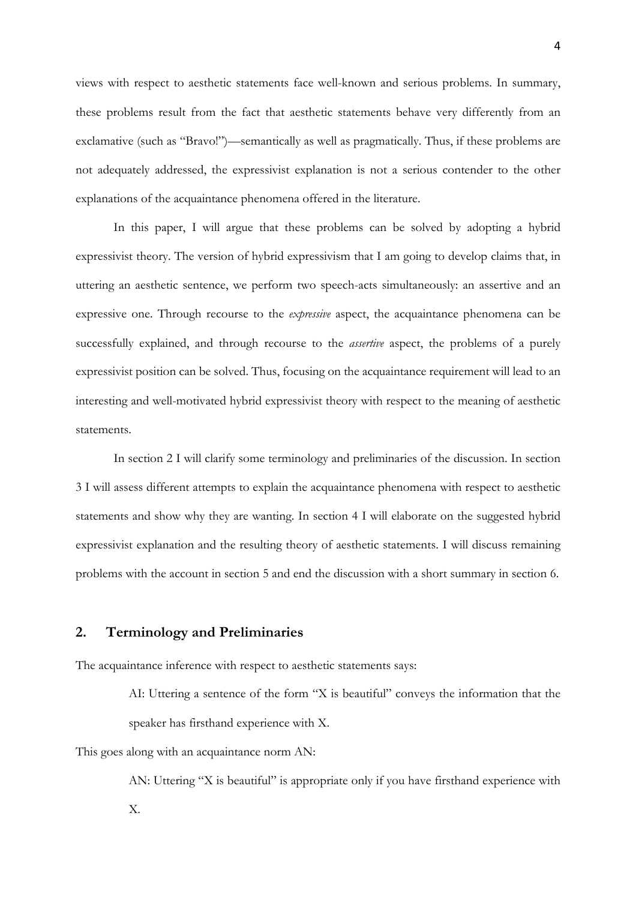views with respect to aesthetic statements face well-known and serious problems. In summary, these problems result from the fact that aesthetic statements behave very differently from an exclamative (such as "Bravo!")—semantically as well as pragmatically. Thus, if these problems are not adequately addressed, the expressivist explanation is not a serious contender to the other explanations of the acquaintance phenomena offered in the literature.

In this paper, I will argue that these problems can be solved by adopting a hybrid expressivist theory. The version of hybrid expressivism that I am going to develop claims that, in uttering an aesthetic sentence, we perform two speech-acts simultaneously: an assertive and an expressive one. Through recourse to the *expressive* aspect, the acquaintance phenomena can be successfully explained, and through recourse to the *assertive* aspect, the problems of a purely expressivist position can be solved. Thus, focusing on the acquaintance requirement will lead to an interesting and well-motivated hybrid expressivist theory with respect to the meaning of aesthetic statements.

In section 2 I will clarify some terminology and preliminaries of the discussion. In section 3 I will assess different attempts to explain the acquaintance phenomena with respect to aesthetic statements and show why they are wanting. In section 4 I will elaborate on the suggested hybrid expressivist explanation and the resulting theory of aesthetic statements. I will discuss remaining problems with the account in section 5 and end the discussion with a short summary in section 6.

## 2. Terminology and Preliminaries

The acquaintance inference with respect to aesthetic statements says:

> AI: Uttering a sentence of the form "X is beautiful" conveys the information that the speaker has firsthand experience with X.

This goes along with an acquaintance norm AN:

> AN: Uttering "X is beautiful" is appropriate only if you have firsthand experience with X.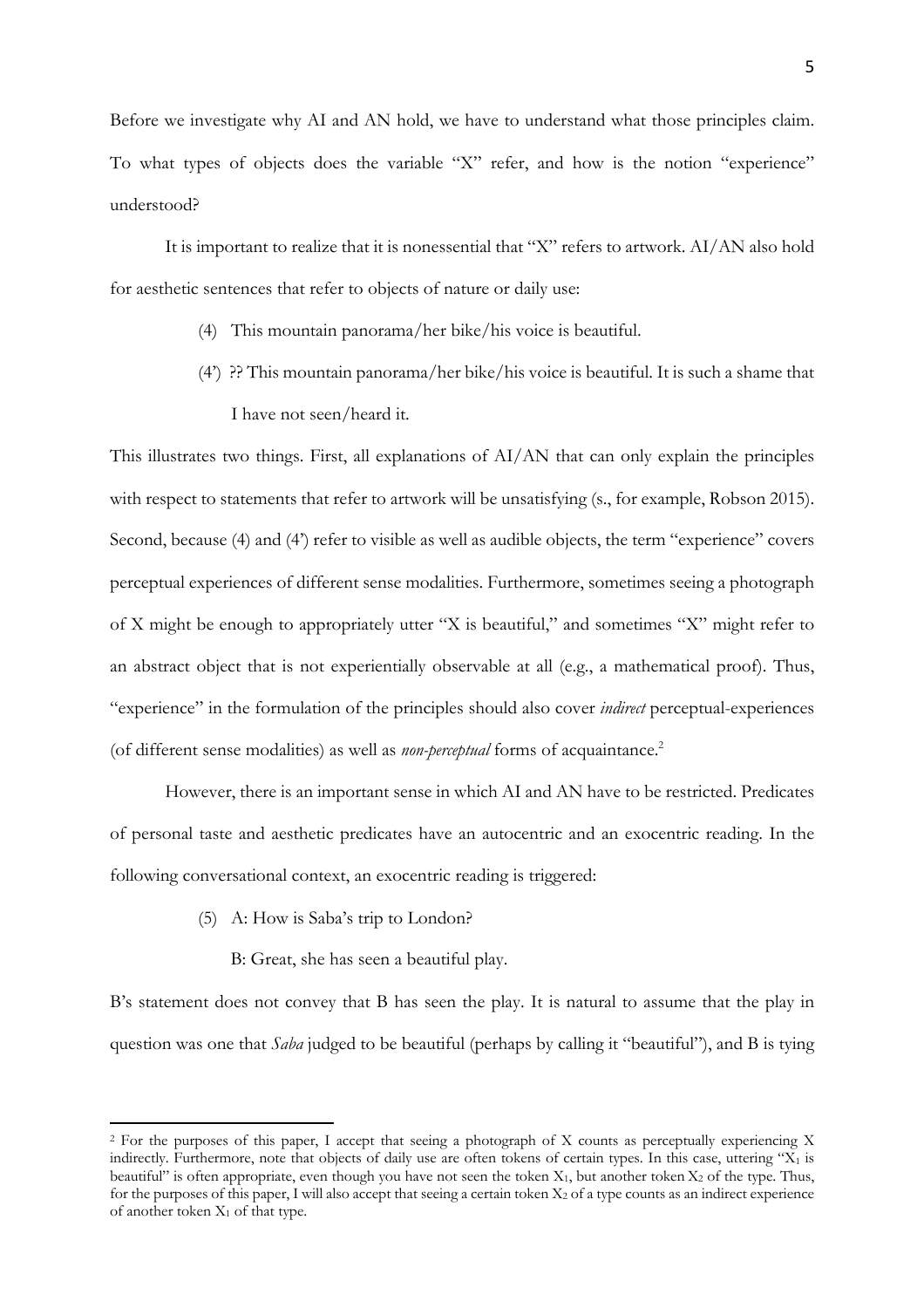Before we investigate why AI and AN hold, we have to understand what those principles claim. To what types of objects does the variable "X" refer, and how is the notion "experience" understood?

It is important to realize that it is nonessential that "X" refers to artwork. AI/AN also hold for aesthetic sentences that refer to objects of nature or daily use:

(4) This mountain panorama/her bike/his voice is beautiful.

(4') ?? This mountain panorama/her bike/his voice is beautiful. It is such a shame that I have not seen/heard it.

This illustrates two things. First, all explanations of AI/AN that can only explain the principles with respect to statements that refer to artwork will be unsatisfying (s., for example, Robson 2015). Second, because (4) and (4') refer to visible as well as audible objects, the term "experience" covers perceptual experiences of different sense modalities. Furthermore, sometimes seeing a photograph of X might be enough to appropriately utter "X is beautiful," and sometimes "X" might refer to an abstract object that is not experientially observable at all (e.g., a mathematical proof). Thus, "experience" in the formulation of the principles should also cover *indirect* perceptual-experiences (of different sense modalities) as well as *non-perceptual* forms of acquaintance.[2]

However, there is an important sense in which AI and AN have to be restricted. Predicates of personal taste and aesthetic predicates have an autocentric and an exocentric reading. In the following conversational context, an exocentric reading is triggered:

(5) A: How is Saba's trip to London?

B: Great, she has seen a beautiful play.

B's statement does not convey that B has seen the play. It is natural to assume that the play in question was one that *Saba* judged to be beautiful (perhaps by calling it "beautiful"), and B is tying

---

[2] For the purposes of this paper, I accept that seeing a photograph of X counts as perceptually experiencing X indirectly. Furthermore, note that objects of daily use are often tokens of certain types. In this case, uttering "$X_1$ is beautiful" is often appropriate, even though you have not seen the token $X_1$, but another token $X_2$ of the type. Thus, for the purposes of this paper, I will also accept that seeing a certain token $X_2$ of a type counts as an indirect experience of another token $X_1$ of that type.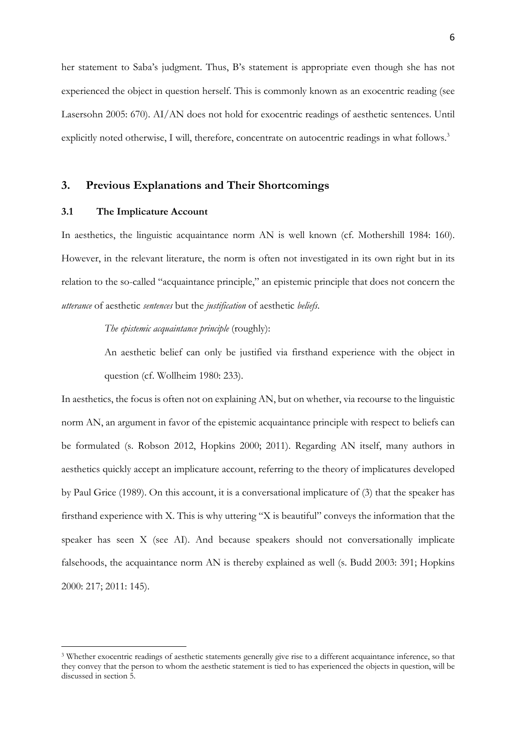her statement to Saba's judgment. Thus, B's statement is appropriate even though she has not experienced the object in question herself. This is commonly known as an exocentric reading (see Lasersohn 2005: 670). AI/AN does not hold for exocentric readings of aesthetic sentences. Until explicitly noted otherwise, I will, therefore, concentrate on autocentric readings in what follows.[3]

## 3. Previous Explanations and Their Shortcomings

### 3.1 The Implicature Account

In aesthetics, the linguistic acquaintance norm AN is well known (cf. Mothershill 1984: 160). However, in the relevant literature, the norm is often not investigated in its own right but in its relation to the so-called "acquaintance principle," an epistemic principle that does not concern the *utterance* of aesthetic *sentences* but the *justification* of aesthetic *beliefs*.

> *The epistemic acquaintance principle* (roughly):
>
> An aesthetic belief can only be justified via firsthand experience with the object in question (cf. Wollheim 1980: 233).

In aesthetics, the focus is often not on explaining AN, but on whether, via recourse to the linguistic norm AN, an argument in favor of the epistemic acquaintance principle with respect to beliefs can be formulated (s. Robson 2012, Hopkins 2000; 2011). Regarding AN itself, many authors in aesthetics quickly accept an implicature account, referring to the theory of implicatures developed by Paul Grice (1989). On this account, it is a conversational implicature of (3) that the speaker has firsthand experience with X. This is why uttering "X is beautiful" conveys the information that the speaker has seen X (see AI). And because speakers should not conversationally implicate falsehoods, the acquaintance norm AN is thereby explained as well (s. Budd 2003: 391; Hopkins 2000: 217; 2011: 145).

[3] Whether exocentric readings of aesthetic statements generally give rise to a different acquaintance inference, so that they convey that the person to whom the aesthetic statement is tied to has experienced the objects in question, will be discussed in section 5.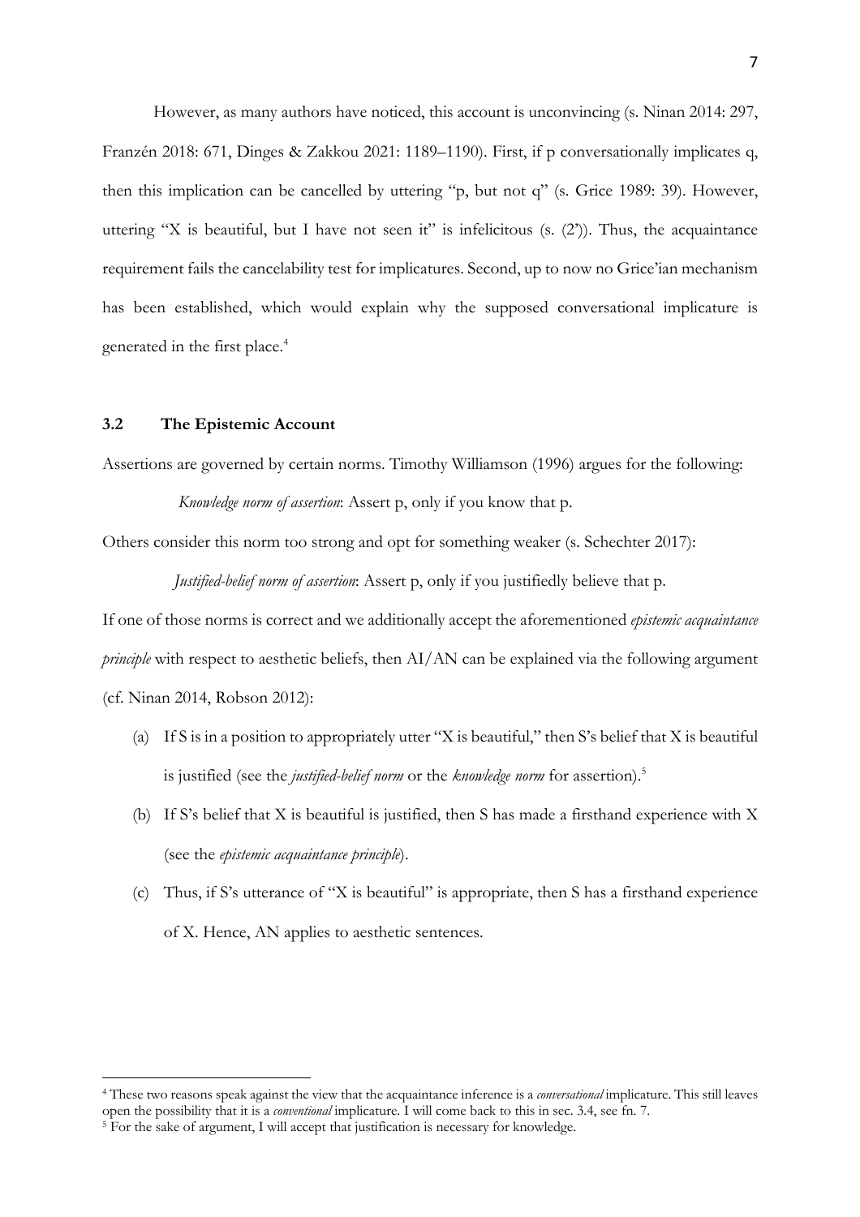However, as many authors have noticed, this account is unconvincing (s. Ninan 2014: 297, Franzén 2018: 671, Dinges & Zakkou 2021: 1189–1190). First, if p conversationally implicates q, then this implication can be cancelled by uttering "p, but not q" (s. Grice 1989: 39). However, uttering "X is beautiful, but I have not seen it" is infelicitous (s. (2')). Thus, the acquaintance requirement fails the cancelability test for implicatures. Second, up to now no Grice'ian mechanism has been established, which would explain why the supposed conversational implicature is generated in the first place.[4]

### 3.2 The Epistemic Account

Assertions are governed by certain norms. Timothy Williamson (1996) argues for the following:

> *Knowledge norm of assertion*: Assert p, only if you know that p.

Others consider this norm too strong and opt for something weaker (s. Schechter 2017):

> *Justified-belief norm of assertion*: Assert p, only if you justifiedly believe that p.

If one of those norms is correct and we additionally accept the aforementioned *epistemic acquaintance principle* with respect to aesthetic beliefs, then AI/AN can be explained via the following argument (cf. Ninan 2014, Robson 2012):

(a) If S is in a position to appropriately utter "X is beautiful," then S's belief that X is beautiful is justified (see the *justified-belief norm* or the *knowledge norm* for assertion).[5]

(b) If S's belief that X is beautiful is justified, then S has made a firsthand experience with X (see the *epistemic acquaintance principle*).

(c) Thus, if S's utterance of "X is beautiful" is appropriate, then S has a firsthand experience of X. Hence, AN applies to aesthetic sentences.

---

[4] These two reasons speak against the view that the acquaintance inference is a *conversational* implicature. This still leaves open the possibility that it is a *conventional* implicature. I will come back to this in sec. 3.4, see fn. 7.

[5] For the sake of argument, I will accept that justification is necessary for knowledge.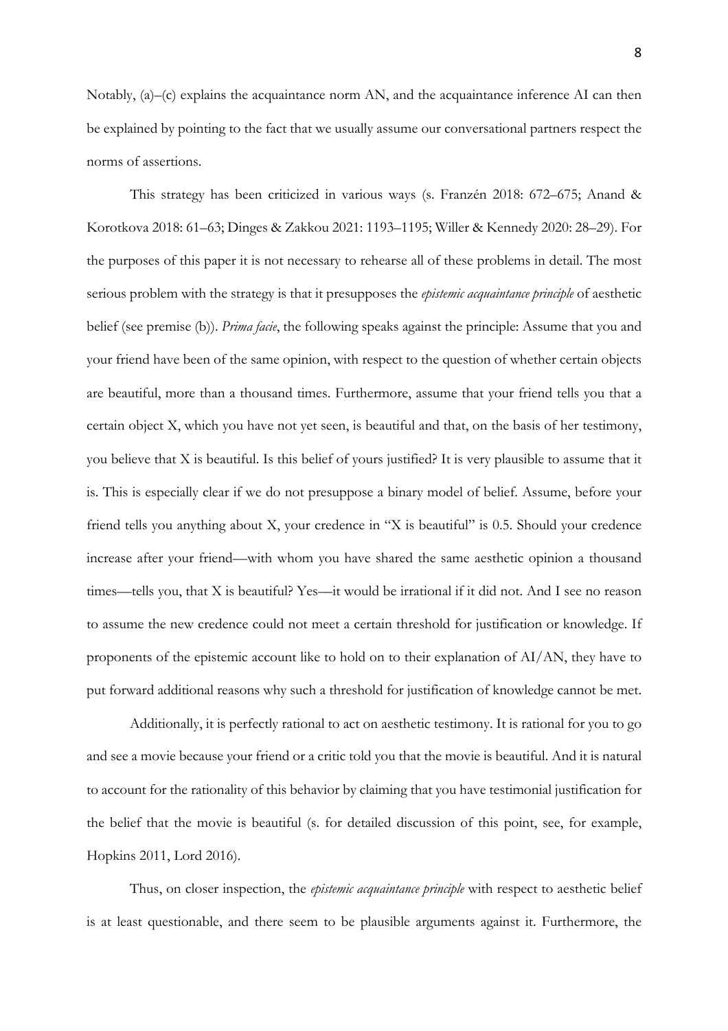Notably, (a)–(c) explains the acquaintance norm AN, and the acquaintance inference AI can then be explained by pointing to the fact that we usually assume our conversational partners respect the norms of assertions.

This strategy has been criticized in various ways (s. Franzén 2018: 672–675; Anand & Korotkova 2018: 61–63; Dinges & Zakkou 2021: 1193–1195; Willer & Kennedy 2020: 28–29). For the purposes of this paper it is not necessary to rehearse all of these problems in detail. The most serious problem with the strategy is that it presupposes the *epistemic acquaintance principle* of aesthetic belief (see premise (b)). *Prima facie*, the following speaks against the principle: Assume that you and your friend have been of the same opinion, with respect to the question of whether certain objects are beautiful, more than a thousand times. Furthermore, assume that your friend tells you that a certain object X, which you have not yet seen, is beautiful and that, on the basis of her testimony, you believe that X is beautiful. Is this belief of yours justified? It is very plausible to assume that it is. This is especially clear if we do not presuppose a binary model of belief. Assume, before your friend tells you anything about X, your credence in "X is beautiful" is 0.5. Should your credence increase after your friend—with whom you have shared the same aesthetic opinion a thousand times—tells you, that X is beautiful? Yes—it would be irrational if it did not. And I see no reason to assume the new credence could not meet a certain threshold for justification or knowledge. If proponents of the epistemic account like to hold on to their explanation of AI/AN, they have to put forward additional reasons why such a threshold for justification of knowledge cannot be met.

Additionally, it is perfectly rational to act on aesthetic testimony. It is rational for you to go and see a movie because your friend or a critic told you that the movie is beautiful. And it is natural to account for the rationality of this behavior by claiming that you have testimonial justification for the belief that the movie is beautiful (s. for detailed discussion of this point, see, for example, Hopkins 2011, Lord 2016).

Thus, on closer inspection, the *epistemic acquaintance principle* with respect to aesthetic belief is at least questionable, and there seem to be plausible arguments against it. Furthermore, the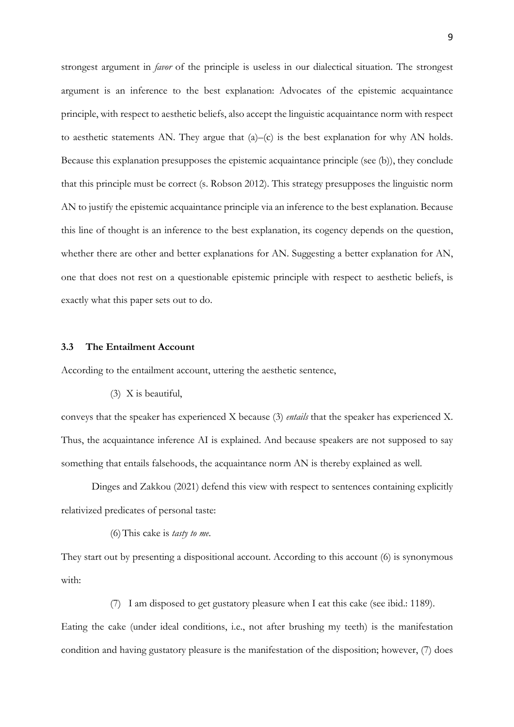strongest argument in *favor* of the principle is useless in our dialectical situation. The strongest argument is an inference to the best explanation: Advocates of the epistemic acquaintance principle, with respect to aesthetic beliefs, also accept the linguistic acquaintance norm with respect to aesthetic statements AN. They argue that (a)–(c) is the best explanation for why AN holds. Because this explanation presupposes the epistemic acquaintance principle (see (b)), they conclude that this principle must be correct (s. Robson 2012). This strategy presupposes the linguistic norm AN to justify the epistemic acquaintance principle via an inference to the best explanation. Because this line of thought is an inference to the best explanation, its cogency depends on the question, whether there are other and better explanations for AN. Suggesting a better explanation for AN, one that does not rest on a questionable epistemic principle with respect to aesthetic beliefs, is exactly what this paper sets out to do.

### 3.3 The Entailment Account

According to the entailment account, uttering the aesthetic sentence,

(3) X is beautiful,

conveys that the speaker has experienced X because (3) *entails* that the speaker has experienced X. Thus, the acquaintance inference AI is explained. And because speakers are not supposed to say something that entails falsehoods, the acquaintance norm AN is thereby explained as well.

Dinges and Zakkou (2021) defend this view with respect to sentences containing explicitly relativized predicates of personal taste:

(6) This cake is *tasty to me*.

They start out by presenting a dispositional account. According to this account (6) is synonymous with:

(7) I am disposed to get gustatory pleasure when I eat this cake (see ibid.: 1189).

Eating the cake (under ideal conditions, i.e., not after brushing my teeth) is the manifestation condition and having gustatory pleasure is the manifestation of the disposition; however, (7) does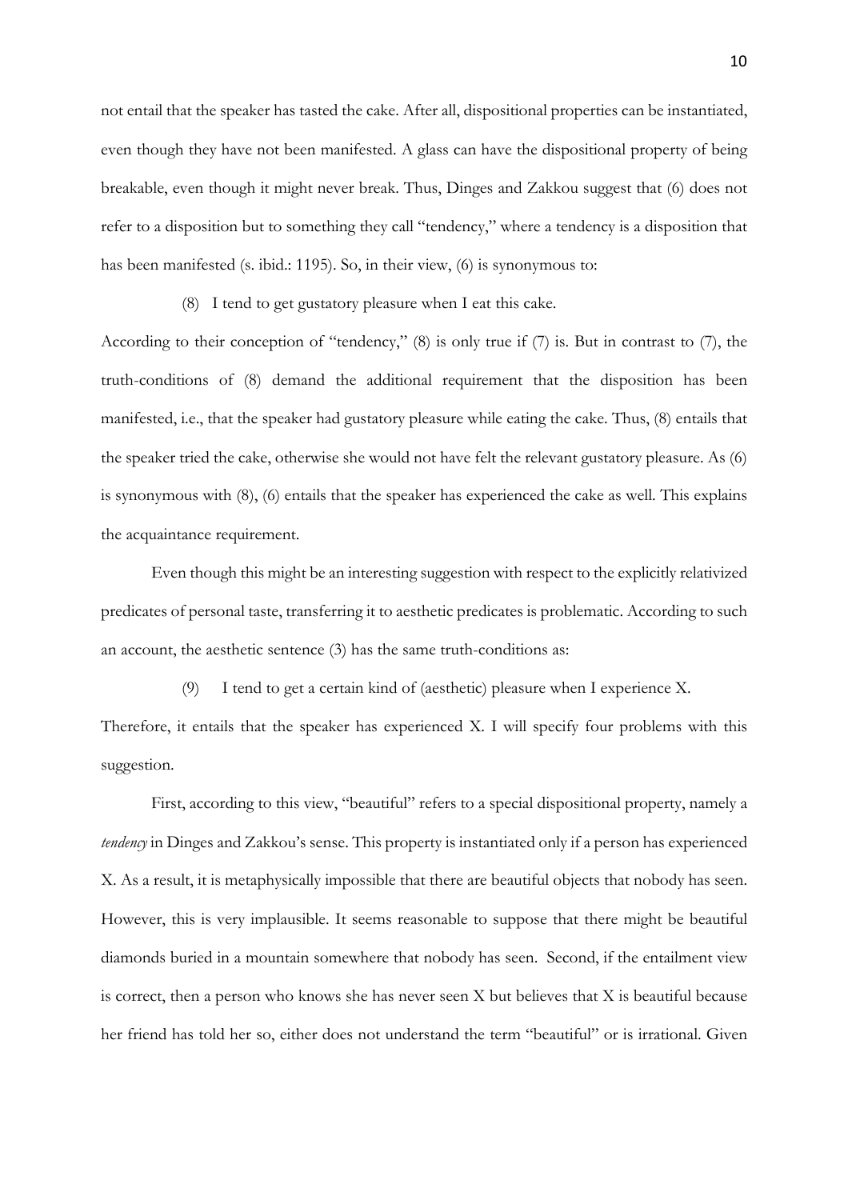not entail that the speaker has tasted the cake. After all, dispositional properties can be instantiated, even though they have not been manifested. A glass can have the dispositional property of being breakable, even though it might never break. Thus, Dinges and Zakkou suggest that (6) does not refer to a disposition but to something they call "tendency," where a tendency is a disposition that has been manifested (s. ibid.: 1195). So, in their view, (6) is synonymous to:

(8) I tend to get gustatory pleasure when I eat this cake.

According to their conception of "tendency," (8) is only true if (7) is. But in contrast to (7), the truth-conditions of (8) demand the additional requirement that the disposition has been manifested, i.e., that the speaker had gustatory pleasure while eating the cake. Thus, (8) entails that the speaker tried the cake, otherwise she would not have felt the relevant gustatory pleasure. As (6) is synonymous with (8), (6) entails that the speaker has experienced the cake as well. This explains the acquaintance requirement.

Even though this might be an interesting suggestion with respect to the explicitly relativized predicates of personal taste, transferring it to aesthetic predicates is problematic. According to such an account, the aesthetic sentence (3) has the same truth-conditions as:

(9) I tend to get a certain kind of (aesthetic) pleasure when I experience X.

Therefore, it entails that the speaker has experienced X. I will specify four problems with this suggestion.

First, according to this view, "beautiful" refers to a special dispositional property, namely a *tendency* in Dinges and Zakkou's sense. This property is instantiated only if a person has experienced X. As a result, it is metaphysically impossible that there are beautiful objects that nobody has seen. However, this is very implausible. It seems reasonable to suppose that there might be beautiful diamonds buried in a mountain somewhere that nobody has seen. Second, if the entailment view is correct, then a person who knows she has never seen X but believes that X is beautiful because her friend has told her so, either does not understand the term "beautiful" or is irrational. Given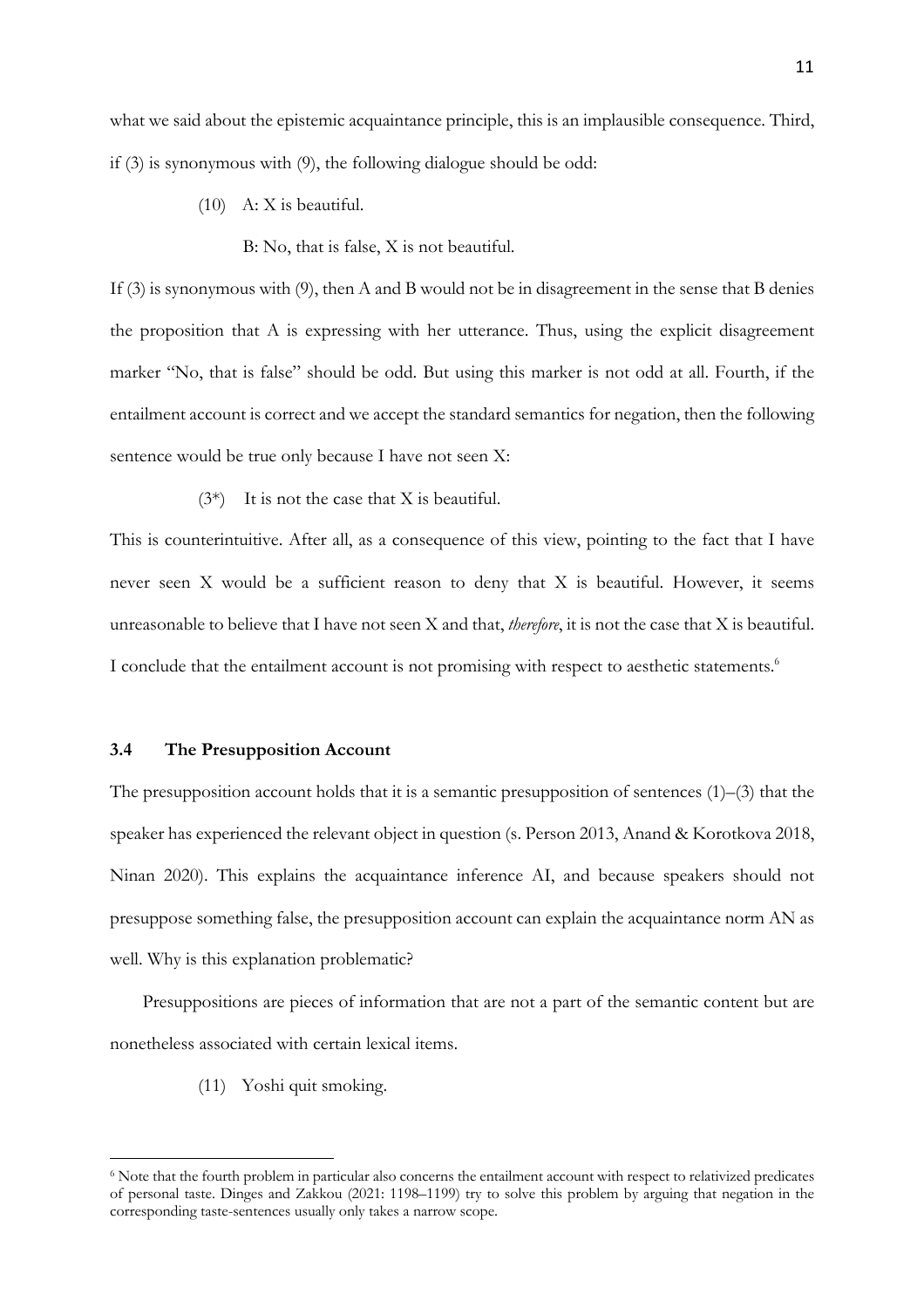what we said about the epistemic acquaintance principle, this is an implausible consequence. Third, if (3) is synonymous with (9), the following dialogue should be odd:

(10) A: X is beautiful.

B: No, that is false, X is not beautiful.

If (3) is synonymous with (9), then A and B would not be in disagreement in the sense that B denies the proposition that A is expressing with her utterance. Thus, using the explicit disagreement marker "No, that is false" should be odd. But using this marker is not odd at all. Fourth, if the entailment account is correct and we accept the standard semantics for negation, then the following sentence would be true only because I have not seen X:

(3*) It is not the case that X is beautiful.

This is counterintuitive. After all, as a consequence of this view, pointing to the fact that I have never seen X would be a sufficient reason to deny that X is beautiful. However, it seems unreasonable to believe that I have not seen X and that, *therefore*, it is not the case that X is beautiful. I conclude that the entailment account is not promising with respect to aesthetic statements.[6]

### 3.4 The Presupposition Account

The presupposition account holds that it is a semantic presupposition of sentences (1)–(3) that the speaker has experienced the relevant object in question (s. Person 2013, Anand & Korotkova 2018, Ninan 2020). This explains the acquaintance inference AI, and because speakers should not presuppose something false, the presupposition account can explain the acquaintance norm AN as well. Why is this explanation problematic?

Presuppositions are pieces of information that are not a part of the semantic content but are nonetheless associated with certain lexical items.

(11) Yoshi quit smoking.

[6] Note that the fourth problem in particular also concerns the entailment account with respect to relativized predicates of personal taste. Dinges and Zakkou (2021: 1198–1199) try to solve this problem by arguing that negation in the corresponding taste-sentences usually only takes a narrow scope.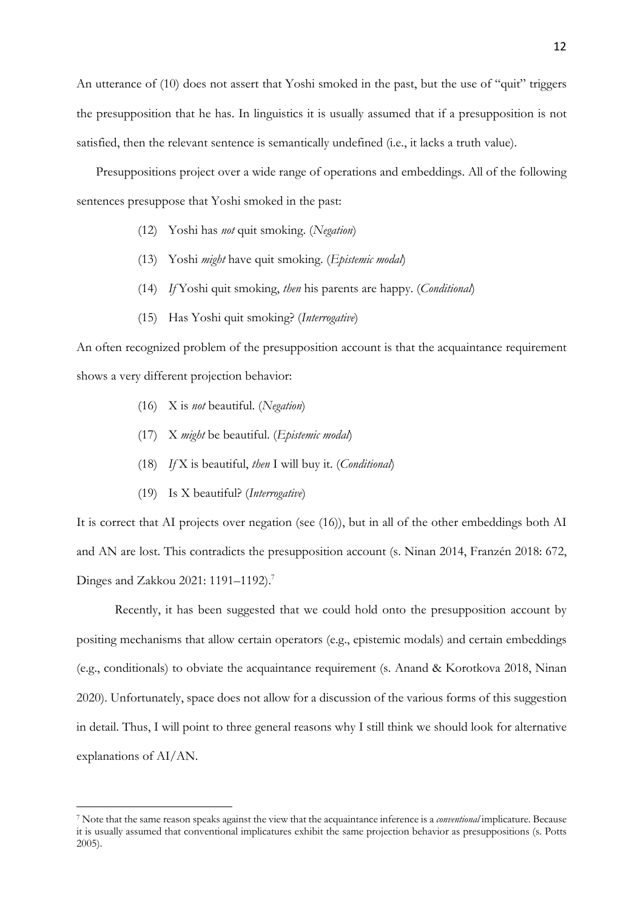An utterance of (10) does not assert that Yoshi smoked in the past, but the use of "quit" triggers the presupposition that he has. In linguistics it is usually assumed that if a presupposition is not satisfied, then the relevant sentence is semantically undefined (i.e., it lacks a truth value).

Presuppositions project over a wide range of operations and embeddings. All of the following sentences presuppose that Yoshi smoked in the past:

(12) Yoshi has *not* quit smoking. (*Negation*)

(13) Yoshi *might* have quit smoking. (*Epistemic modal*)

(14) *If* Yoshi quit smoking, *then* his parents are happy. (*Conditional*)

(15) Has Yoshi quit smoking? (*Interrogative*)

An often recognized problem of the presupposition account is that the acquaintance requirement shows a very different projection behavior:

(16) X is *not* beautiful. (*Negation*)

(17) X *might* be beautiful. (*Epistemic modal*)

(18) *If* X is beautiful, *then* I will buy it. (*Conditional*)

(19) Is X beautiful? (*Interrogative*)

It is correct that AI projects over negation (see (16)), but in all of the other embeddings both AI and AN are lost. This contradicts the presupposition account (s. Ninan 2014, Franzén 2018: 672, Dinges and Zakkou 2021: 1191–1192).[7]

Recently, it has been suggested that we could hold onto the presupposition account by positing mechanisms that allow certain operators (e.g., epistemic modals) and certain embeddings (e.g., conditionals) to obviate the acquaintance requirement (s. Anand & Korotkova 2018, Ninan 2020). Unfortunately, space does not allow for a discussion of the various forms of this suggestion in detail. Thus, I will point to three general reasons why I still think we should look for alternative explanations of AI/AN.

[7] Note that the same reason speaks against the view that the acquaintance inference is a *conventional* implicature. Because it is usually assumed that conventional implicatures exhibit the same projection behavior as presuppositions (s. Potts 2005).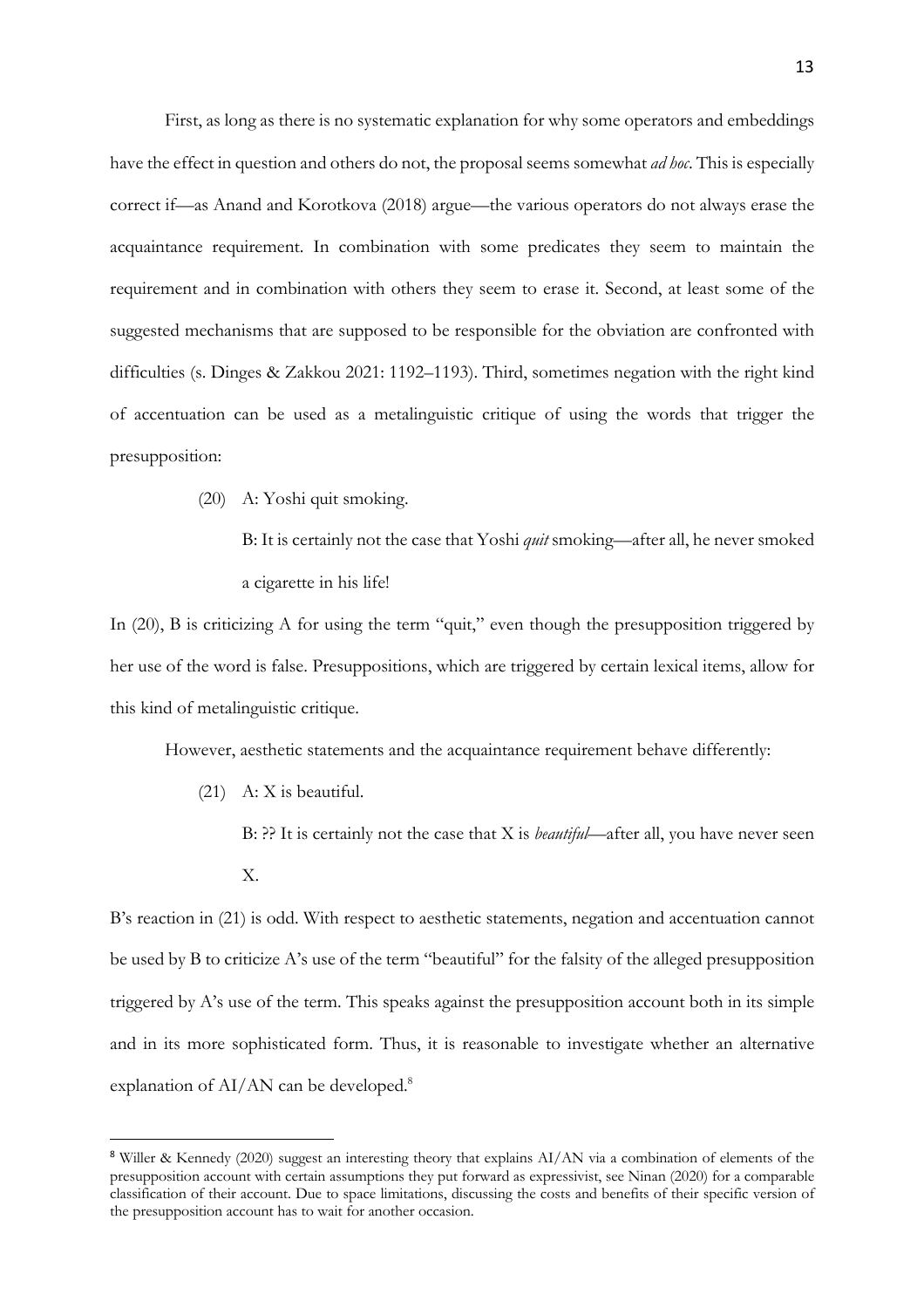First, as long as there is no systematic explanation for why some operators and embeddings have the effect in question and others do not, the proposal seems somewhat *ad hoc*. This is especially correct if—as Anand and Korotkova (2018) argue—the various operators do not always erase the acquaintance requirement. In combination with some predicates they seem to maintain the requirement and in combination with others they seem to erase it. Second, at least some of the suggested mechanisms that are supposed to be responsible for the obviation are confronted with difficulties (s. Dinges & Zakkou 2021: 1192–1193). Third, sometimes negation with the right kind of accentuation can be used as a metalinguistic critique of using the words that trigger the presupposition:

(20) A: Yoshi quit smoking.

B: It is certainly not the case that Yoshi *quit* smoking—after all, he never smoked a cigarette in his life!

In (20), B is criticizing A for using the term "quit," even though the presupposition triggered by her use of the word is false. Presuppositions, which are triggered by certain lexical items, allow for this kind of metalinguistic critique.

However, aesthetic statements and the acquaintance requirement behave differently:

(21) A: X is beautiful.

B: ?? It is certainly not the case that X is *beautiful*—after all, you have never seen X.

B's reaction in (21) is odd. With respect to aesthetic statements, negation and accentuation cannot be used by B to criticize A's use of the term "beautiful" for the falsity of the alleged presupposition triggered by A's use of the term. This speaks against the presupposition account both in its simple and in its more sophisticated form. Thus, it is reasonable to investigate whether an alternative explanation of AI/AN can be developed.[8]

---

[8] Willer & Kennedy (2020) suggest an interesting theory that explains AI/AN via a combination of elements of the presupposition account with certain assumptions they put forward as expressivist, see Ninan (2020) for a comparable classification of their account. Due to space limitations, discussing the costs and benefits of their specific version of the presupposition account has to wait for another occasion.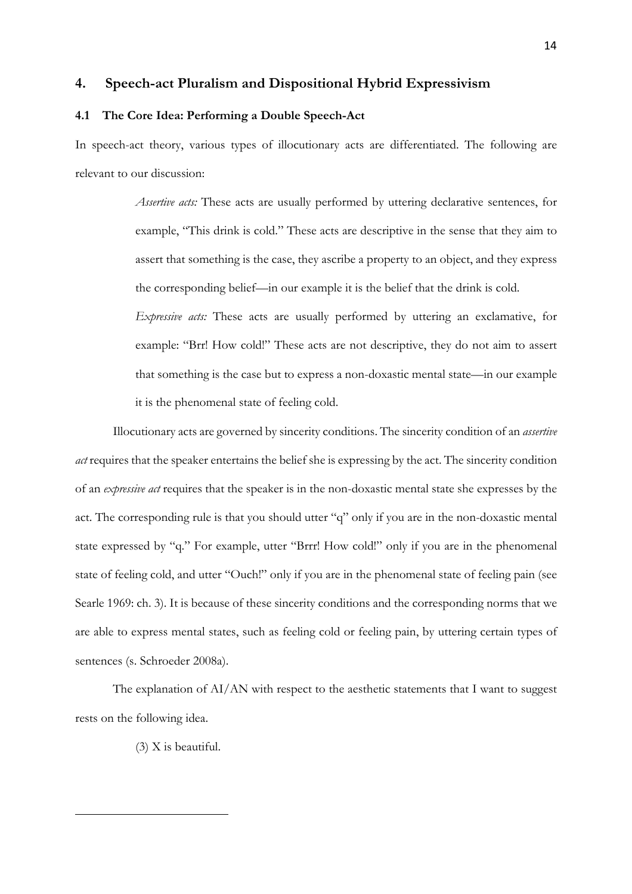## 4. Speech-act Pluralism and Dispositional Hybrid Expressivism

### 4.1 The Core Idea: Performing a Double Speech-Act

In speech-act theory, various types of illocutionary acts are differentiated. The following are relevant to our discussion:

> *Assertive acts:* These acts are usually performed by uttering declarative sentences, for example, "This drink is cold." These acts are descriptive in the sense that they aim to assert that something is the case, they ascribe a property to an object, and they express the corresponding belief—in our example it is the belief that the drink is cold.
>
> *Expressive acts:* These acts are usually performed by uttering an exclamative, for example: "Brr! How cold!" These acts are not descriptive, they do not aim to assert that something is the case but to express a non-doxastic mental state—in our example it is the phenomenal state of feeling cold.

Illocutionary acts are governed by sincerity conditions. The sincerity condition of an *assertive act* requires that the speaker entertains the belief she is expressing by the act. The sincerity condition of an *expressive act* requires that the speaker is in the non-doxastic mental state she expresses by the act. The corresponding rule is that you should utter "q" only if you are in the non-doxastic mental state expressed by "q." For example, utter "Brrr! How cold!" only if you are in the phenomenal state of feeling cold, and utter "Ouch!" only if you are in the phenomenal state of feeling pain (see Searle 1969: ch. 3). It is because of these sincerity conditions and the corresponding norms that we are able to express mental states, such as feeling cold or feeling pain, by uttering certain types of sentences (s. Schroeder 2008a).

The explanation of AI/AN with respect to the aesthetic statements that I want to suggest rests on the following idea.

> (3) X is beautiful.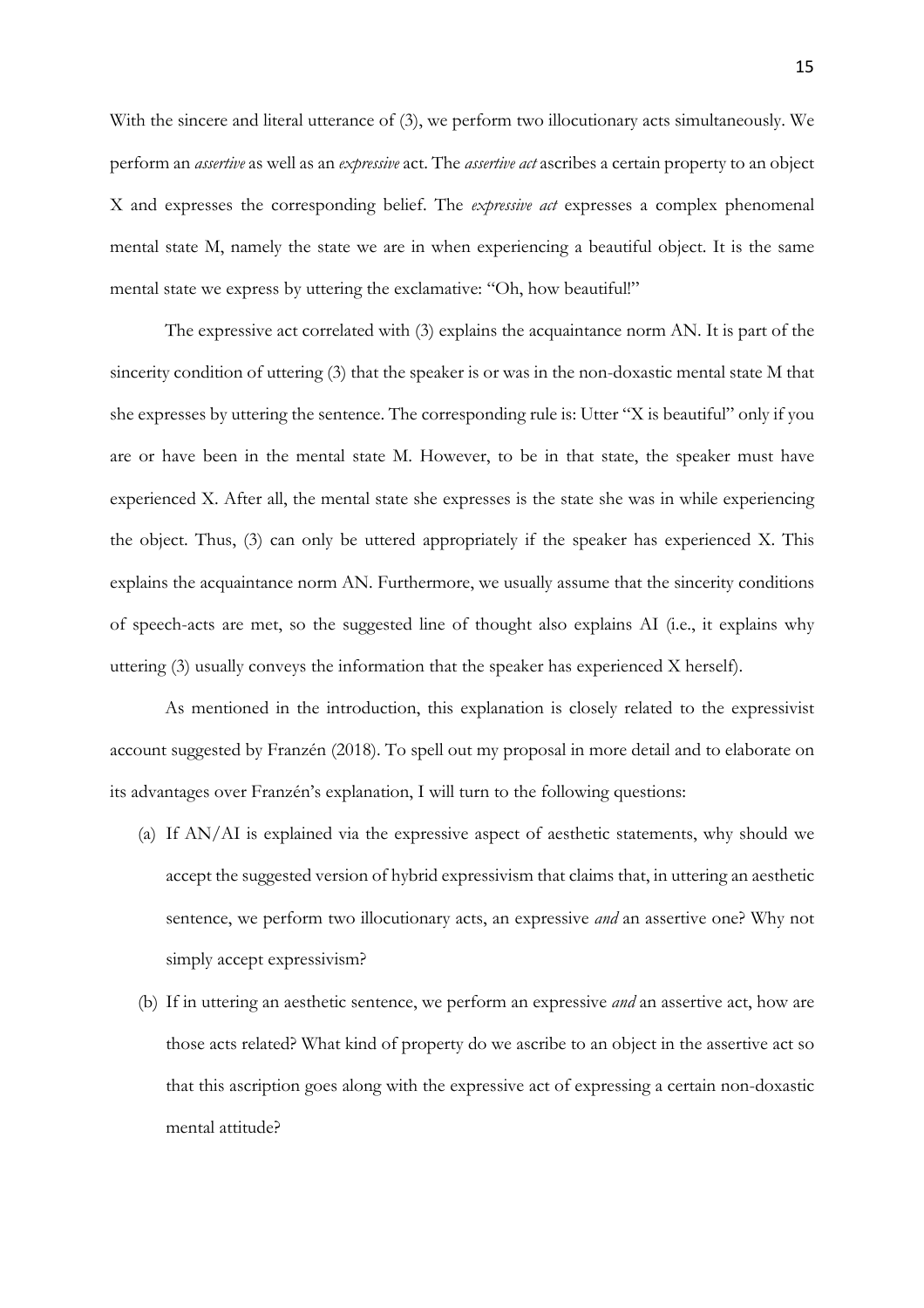With the sincere and literal utterance of (3), we perform two illocutionary acts simultaneously. We perform an *assertive* as well as an *expressive* act. The *assertive act* ascribes a certain property to an object X and expresses the corresponding belief. The *expressive act* expresses a complex phenomenal mental state M, namely the state we are in when experiencing a beautiful object. It is the same mental state we express by uttering the exclamative: "Oh, how beautiful!"

The expressive act correlated with (3) explains the acquaintance norm AN. It is part of the sincerity condition of uttering (3) that the speaker is or was in the non-doxastic mental state M that she expresses by uttering the sentence. The corresponding rule is: Utter "X is beautiful" only if you are or have been in the mental state M. However, to be in that state, the speaker must have experienced X. After all, the mental state she expresses is the state she was in while experiencing the object. Thus, (3) can only be uttered appropriately if the speaker has experienced X. This explains the acquaintance norm AN. Furthermore, we usually assume that the sincerity conditions of speech-acts are met, so the suggested line of thought also explains AI (i.e., it explains why uttering (3) usually conveys the information that the speaker has experienced X herself).

As mentioned in the introduction, this explanation is closely related to the expressivist account suggested by Franzén (2018). To spell out my proposal in more detail and to elaborate on its advantages over Franzén's explanation, I will turn to the following questions:

(a) If AN/AI is explained via the expressive aspect of aesthetic statements, why should we accept the suggested version of hybrid expressivism that claims that, in uttering an aesthetic sentence, we perform two illocutionary acts, an expressive *and* an assertive one? Why not simply accept expressivism?

(b) If in uttering an aesthetic sentence, we perform an expressive *and* an assertive act, how are those acts related? What kind of property do we ascribe to an object in the assertive act so that this ascription goes along with the expressive act of expressing a certain non-doxastic mental attitude?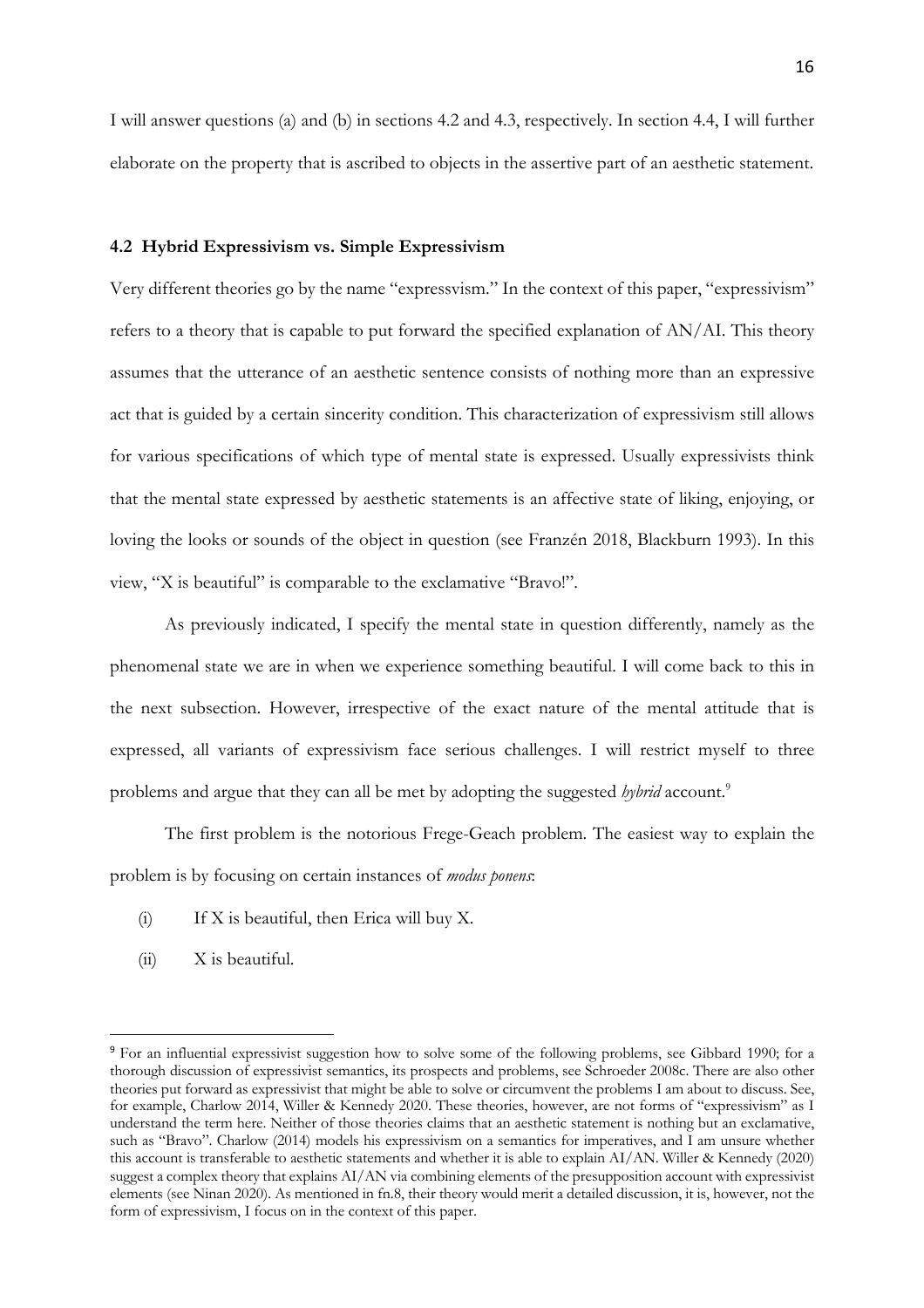I will answer questions (a) and (b) in sections 4.2 and 4.3, respectively. In section 4.4, I will further elaborate on the property that is ascribed to objects in the assertive part of an aesthetic statement.

### 4.2 Hybrid Expressivism vs. Simple Expressivism

Very different theories go by the name "expressvism." In the context of this paper, "expressivism" refers to a theory that is capable to put forward the specified explanation of AN/AI. This theory assumes that the utterance of an aesthetic sentence consists of nothing more than an expressive act that is guided by a certain sincerity condition. This characterization of expressivism still allows for various specifications of which type of mental state is expressed. Usually expressivists think that the mental state expressed by aesthetic statements is an affective state of liking, enjoying, or loving the looks or sounds of the object in question (see Franzén 2018, Blackburn 1993). In this view, "X is beautiful" is comparable to the exclamative "Bravo!".

As previously indicated, I specify the mental state in question differently, namely as the phenomenal state we are in when we experience something beautiful. I will come back to this in the next subsection. However, irrespective of the exact nature of the mental attitude that is expressed, all variants of expressivism face serious challenges. I will restrict myself to three problems and argue that they can all be met by adopting the suggested *hybrid* account.[9]

The first problem is the notorious Frege-Geach problem. The easiest way to explain the problem is by focusing on certain instances of *modus ponens*:

(i) If X is beautiful, then Erica will buy X.

(ii) X is beautiful.

---

[9] For an influential expressivist suggestion how to solve some of the following problems, see Gibbard 1990; for a thorough discussion of expressivist semantics, its prospects and problems, see Schroeder 2008c. There are also other theories put forward as expressivist that might be able to solve or circumvent the problems I am about to discuss. See, for example, Charlow 2014, Willer & Kennedy 2020. These theories, however, are not forms of "expressivism" as I understand the term here. Neither of those theories claims that an aesthetic statement is nothing but an exclamative, such as "Bravo". Charlow (2014) models his expressivism on a semantics for imperatives, and I am unsure whether this account is transferable to aesthetic statements and whether it is able to explain AI/AN. Willer & Kennedy (2020) suggest a complex theory that explains AI/AN via combining elements of the presupposition account with expressivist elements (see Ninan 2020). As mentioned in fn.8, their theory would merit a detailed discussion, it is, however, not the form of expressivism, I focus on in the context of this paper.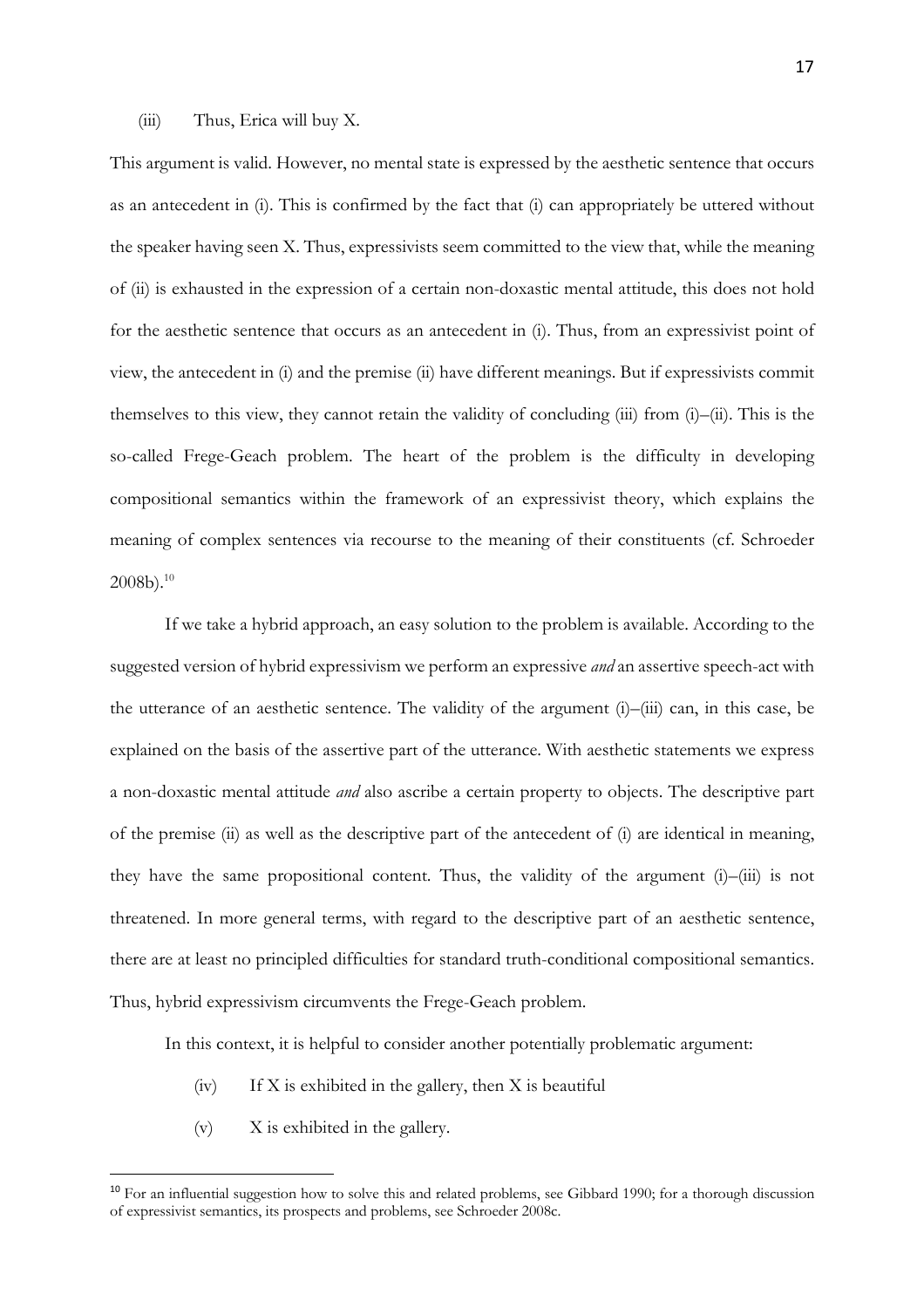(iii) Thus, Erica will buy X.

This argument is valid. However, no mental state is expressed by the aesthetic sentence that occurs as an antecedent in (i). This is confirmed by the fact that (i) can appropriately be uttered without the speaker having seen X. Thus, expressivists seem committed to the view that, while the meaning of (ii) is exhausted in the expression of a certain non-doxastic mental attitude, this does not hold for the aesthetic sentence that occurs as an antecedent in (i). Thus, from an expressivist point of view, the antecedent in (i) and the premise (ii) have different meanings. But if expressivists commit themselves to this view, they cannot retain the validity of concluding (iii) from (i)–(ii). This is the so-called Frege-Geach problem. The heart of the problem is the difficulty in developing compositional semantics within the framework of an expressivist theory, which explains the meaning of complex sentences via recourse to the meaning of their constituents (cf. Schroeder 2008b).[10]

If we take a hybrid approach, an easy solution to the problem is available. According to the suggested version of hybrid expressivism we perform an expressive *and* an assertive speech-act with the utterance of an aesthetic sentence. The validity of the argument (i)–(iii) can, in this case, be explained on the basis of the assertive part of the utterance. With aesthetic statements we express a non-doxastic mental attitude *and* also ascribe a certain property to objects. The descriptive part of the premise (ii) as well as the descriptive part of the antecedent of (i) are identical in meaning, they have the same propositional content. Thus, the validity of the argument (i)–(iii) is not threatened. In more general terms, with regard to the descriptive part of an aesthetic sentence, there are at least no principled difficulties for standard truth-conditional compositional semantics. Thus, hybrid expressivism circumvents the Frege-Geach problem.

In this context, it is helpful to consider another potentially problematic argument:

(iv) If X is exhibited in the gallery, then X is beautiful

(v) X is exhibited in the gallery.

[10] For an influential suggestion how to solve this and related problems, see Gibbard 1990; for a thorough discussion of expressivist semantics, its prospects and problems, see Schroeder 2008c.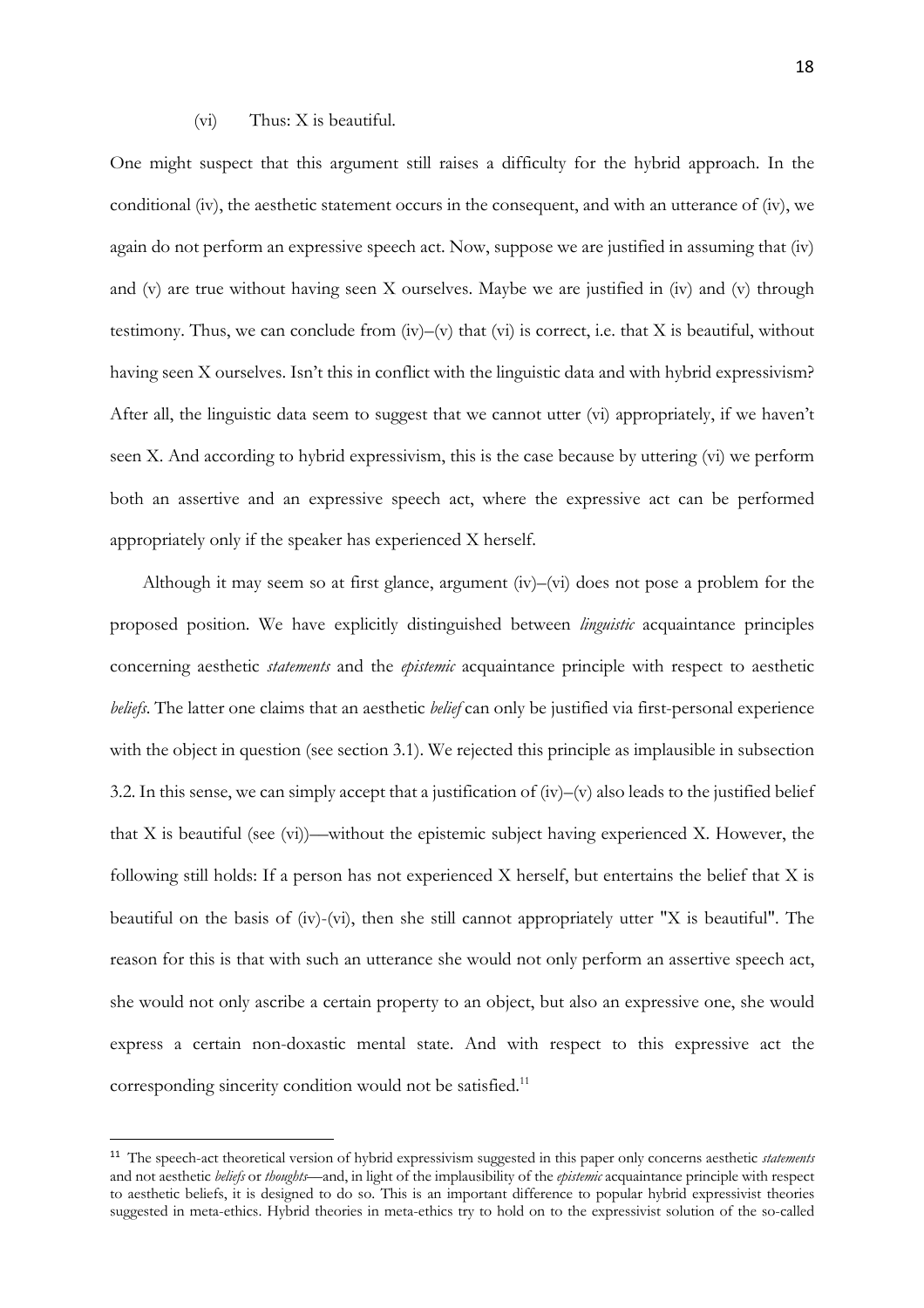(vi) Thus: X is beautiful.

One might suspect that this argument still raises a difficulty for the hybrid approach. In the conditional (iv), the aesthetic statement occurs in the consequent, and with an utterance of (iv), we again do not perform an expressive speech act. Now, suppose we are justified in assuming that (iv) and (v) are true without having seen X ourselves. Maybe we are justified in (iv) and (v) through testimony. Thus, we can conclude from (iv)–(v) that (vi) is correct, i.e. that X is beautiful, without having seen X ourselves. Isn't this in conflict with the linguistic data and with hybrid expressivism? After all, the linguistic data seem to suggest that we cannot utter (vi) appropriately, if we haven't seen X. And according to hybrid expressivism, this is the case because by uttering (vi) we perform both an assertive and an expressive speech act, where the expressive act can be performed appropriately only if the speaker has experienced X herself.

Although it may seem so at first glance, argument (iv)–(vi) does not pose a problem for the proposed position. We have explicitly distinguished between *linguistic* acquaintance principles concerning aesthetic *statements* and the *epistemic* acquaintance principle with respect to aesthetic *beliefs*. The latter one claims that an aesthetic *belief* can only be justified via first-personal experience with the object in question (see section 3.1). We rejected this principle as implausible in subsection 3.2. In this sense, we can simply accept that a justification of (iv)–(v) also leads to the justified belief that X is beautiful (see (vi))—without the epistemic subject having experienced X. However, the following still holds: If a person has not experienced X herself, but entertains the belief that X is beautiful on the basis of (iv)-(vi), then she still cannot appropriately utter "X is beautiful". The reason for this is that with such an utterance she would not only perform an assertive speech act, she would not only ascribe a certain property to an object, but also an expressive one, she would express a certain non-doxastic mental state. And with respect to this expressive act the corresponding sincerity condition would not be satisfied.[11]

[11] The speech-act theoretical version of hybrid expressivism suggested in this paper only concerns aesthetic *statements* and not aesthetic *beliefs* or *thoughts*—and, in light of the implausibility of the *epistemic* acquaintance principle with respect to aesthetic beliefs, it is designed to do so. This is an important difference to popular hybrid expressivist theories suggested in meta-ethics. Hybrid theories in meta-ethics try to hold on to the expressivist solution of the so-called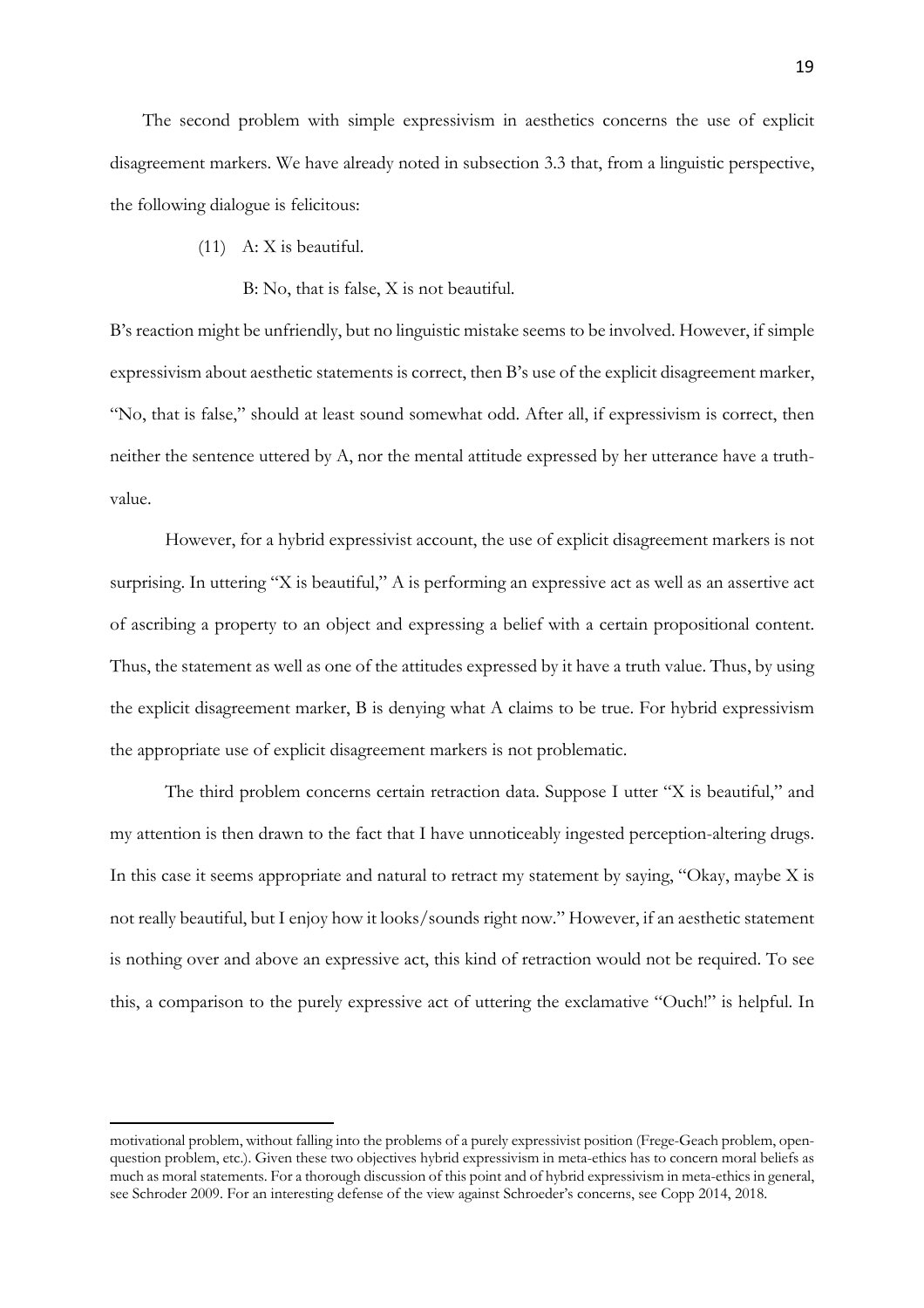The second problem with simple expressivism in aesthetics concerns the use of explicit disagreement markers. We have already noted in subsection 3.3 that, from a linguistic perspective, the following dialogue is felicitous:

(11) A: X is beautiful.

B: No, that is false, X is not beautiful.

B's reaction might be unfriendly, but no linguistic mistake seems to be involved. However, if simple expressivism about aesthetic statements is correct, then B's use of the explicit disagreement marker, "No, that is false," should at least sound somewhat odd. After all, if expressivism is correct, then neither the sentence uttered by A, nor the mental attitude expressed by her utterance have a truth-value.

However, for a hybrid expressivist account, the use of explicit disagreement markers is not surprising. In uttering "X is beautiful," A is performing an expressive act as well as an assertive act of ascribing a property to an object and expressing a belief with a certain propositional content. Thus, the statement as well as one of the attitudes expressed by it have a truth value. Thus, by using the explicit disagreement marker, B is denying what A claims to be true. For hybrid expressivism the appropriate use of explicit disagreement markers is not problematic.

The third problem concerns certain retraction data. Suppose I utter "X is beautiful," and my attention is then drawn to the fact that I have unnoticeably ingested perception-altering drugs. In this case it seems appropriate and natural to retract my statement by saying, "Okay, maybe X is not really beautiful, but I enjoy how it looks/sounds right now." However, if an aesthetic statement is nothing over and above an expressive act, this kind of retraction would not be required. To see this, a comparison to the purely expressive act of uttering the exclamative "Ouch!" is helpful. In

---

motivational problem, without falling into the problems of a purely expressivist position (Frege-Geach problem, open-question problem, etc.). Given these two objectives hybrid expressivism in meta-ethics has to concern moral beliefs as much as moral statements. For a thorough discussion of this point and of hybrid expressivism in meta-ethics in general, see Schroder 2009. For an interesting defense of the view against Schroeder's concerns, see Copp 2014, 2018.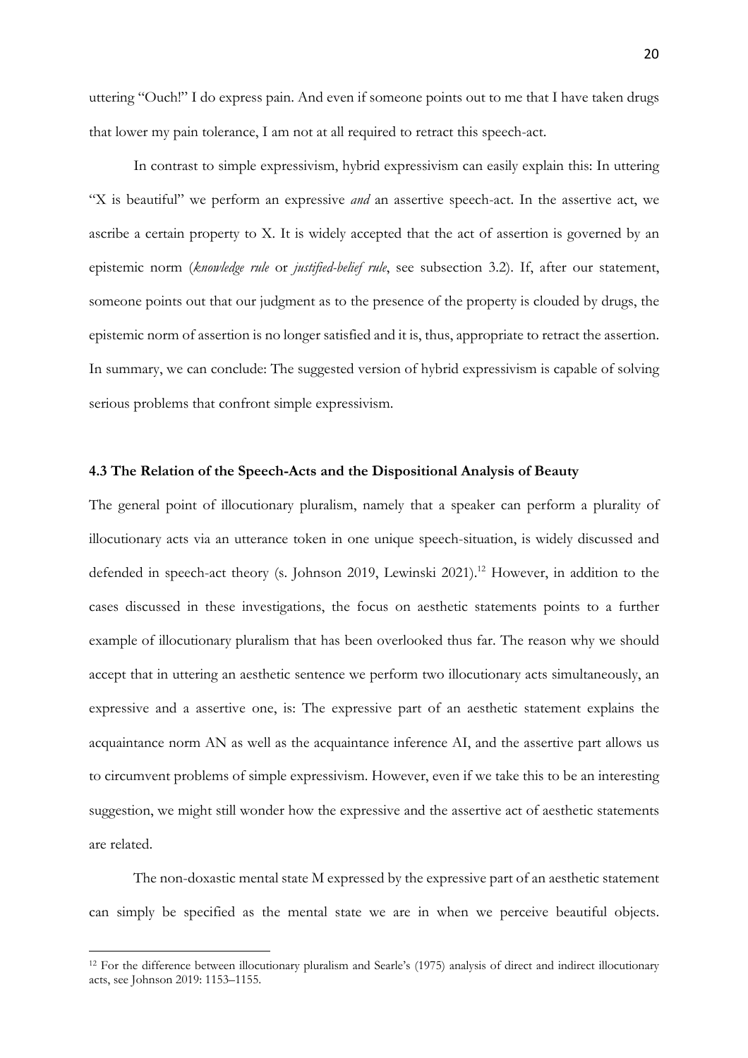uttering "Ouch!" I do express pain. And even if someone points out to me that I have taken drugs that lower my pain tolerance, I am not at all required to retract this speech-act.

In contrast to simple expressivism, hybrid expressivism can easily explain this: In uttering "X is beautiful" we perform an expressive *and* an assertive speech-act. In the assertive act, we ascribe a certain property to X. It is widely accepted that the act of assertion is governed by an epistemic norm (*knowledge rule* or *justified-belief rule*, see subsection 3.2). If, after our statement, someone points out that our judgment as to the presence of the property is clouded by drugs, the epistemic norm of assertion is no longer satisfied and it is, thus, appropriate to retract the assertion. In summary, we can conclude: The suggested version of hybrid expressivism is capable of solving serious problems that confront simple expressivism.

### 4.3 The Relation of the Speech-Acts and the Dispositional Analysis of Beauty

The general point of illocutionary pluralism, namely that a speaker can perform a plurality of illocutionary acts via an utterance token in one unique speech-situation, is widely discussed and defended in speech-act theory (s. Johnson 2019, Lewinski 2021).[12] However, in addition to the cases discussed in these investigations, the focus on aesthetic statements points to a further example of illocutionary pluralism that has been overlooked thus far. The reason why we should accept that in uttering an aesthetic sentence we perform two illocutionary acts simultaneously, an expressive and a assertive one, is: The expressive part of an aesthetic statement explains the acquaintance norm AN as well as the acquaintance inference AI, and the assertive part allows us to circumvent problems of simple expressivism. However, even if we take this to be an interesting suggestion, we might still wonder how the expressive and the assertive act of aesthetic statements are related.

The non-doxastic mental state M expressed by the expressive part of an aesthetic statement can simply be specified as the mental state we are in when we perceive beautiful objects.

[12] For the difference between illocutionary pluralism and Searle's (1975) analysis of direct and indirect illocutionary acts, see Johnson 2019: 1153–1155.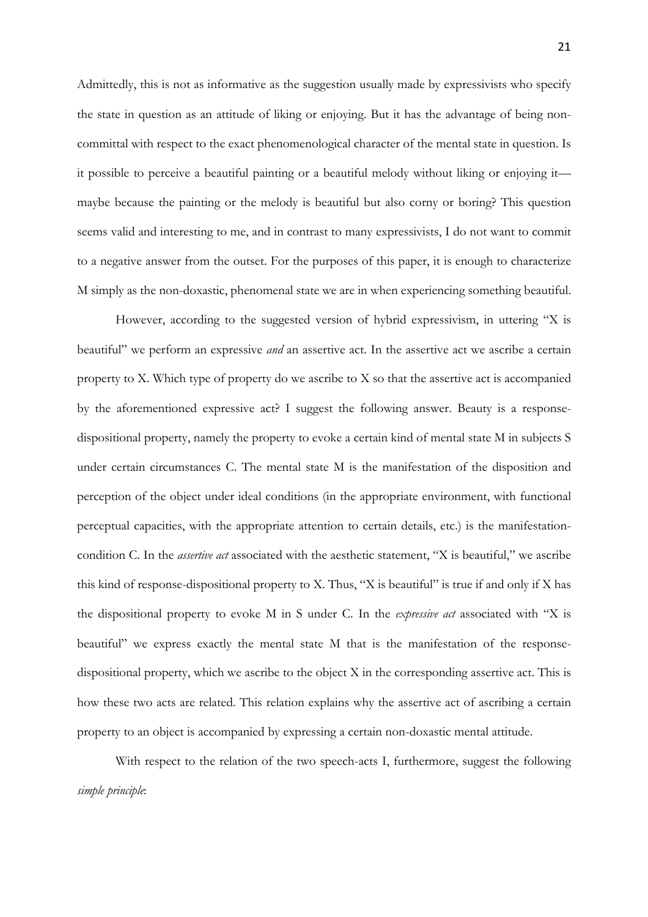Admittedly, this is not as informative as the suggestion usually made by expressivists who specify the state in question as an attitude of liking or enjoying. But it has the advantage of being non-committal with respect to the exact phenomenological character of the mental state in question. Is it possible to perceive a beautiful painting or a beautiful melody without liking or enjoying it—maybe because the painting or the melody is beautiful but also corny or boring? This question seems valid and interesting to me, and in contrast to many expressivists, I do not want to commit to a negative answer from the outset. For the purposes of this paper, it is enough to characterize M simply as the non-doxastic, phenomenal state we are in when experiencing something beautiful.

However, according to the suggested version of hybrid expressivism, in uttering "X is beautiful" we perform an expressive *and* an assertive act. In the assertive act we ascribe a certain property to X. Which type of property do we ascribe to X so that the assertive act is accompanied by the aforementioned expressive act? I suggest the following answer. Beauty is a response-dispositional property, namely the property to evoke a certain kind of mental state M in subjects S under certain circumstances C. The mental state M is the manifestation of the disposition and perception of the object under ideal conditions (in the appropriate environment, with functional perceptual capacities, with the appropriate attention to certain details, etc.) is the manifestation-condition C. In the *assertive act* associated with the aesthetic statement, "X is beautiful," we ascribe this kind of response-dispositional property to X. Thus, "X is beautiful" is true if and only if X has the dispositional property to evoke M in S under C. In the *expressive act* associated with "X is beautiful" we express exactly the mental state M that is the manifestation of the response-dispositional property, which we ascribe to the object X in the corresponding assertive act. This is how these two acts are related. This relation explains why the assertive act of ascribing a certain property to an object is accompanied by expressing a certain non-doxastic mental attitude.

With respect to the relation of the two speech-acts I, furthermore, suggest the following *simple principle*: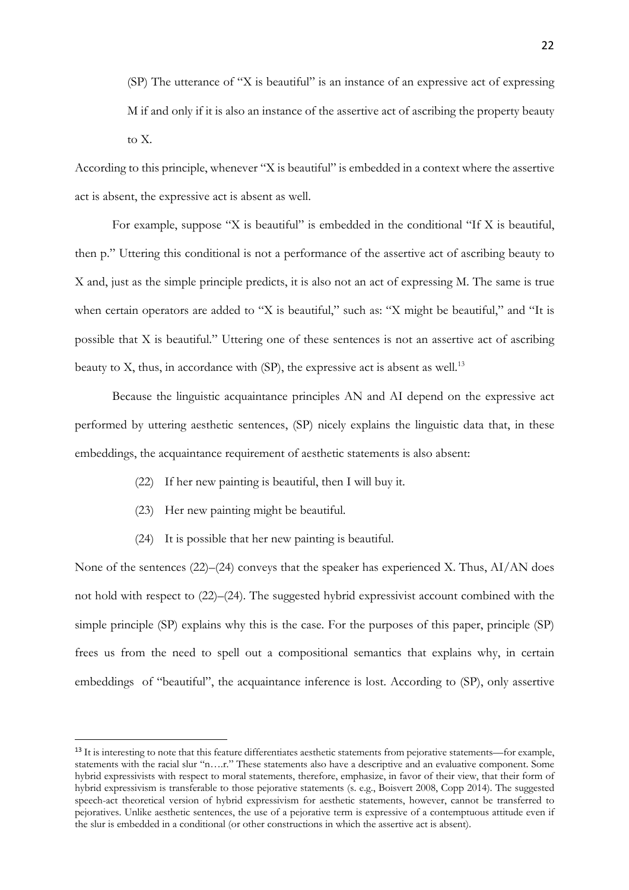(SP) The utterance of "X is beautiful" is an instance of an expressive act of expressing M if and only if it is also an instance of the assertive act of ascribing the property beauty to X.

According to this principle, whenever "X is beautiful" is embedded in a context where the assertive act is absent, the expressive act is absent as well.

For example, suppose "X is beautiful" is embedded in the conditional "If X is beautiful, then p." Uttering this conditional is not a performance of the assertive act of ascribing beauty to X and, just as the simple principle predicts, it is also not an act of expressing M. The same is true when certain operators are added to "X is beautiful," such as: "X might be beautiful," and "It is possible that X is beautiful." Uttering one of these sentences is not an assertive act of ascribing beauty to X, thus, in accordance with (SP), the expressive act is absent as well.[13]

Because the linguistic acquaintance principles AN and AI depend on the expressive act performed by uttering aesthetic sentences, (SP) nicely explains the linguistic data that, in these embeddings, the acquaintance requirement of aesthetic statements is also absent:

(22) If her new painting is beautiful, then I will buy it.

(23) Her new painting might be beautiful.

(24) It is possible that her new painting is beautiful.

None of the sentences (22)–(24) conveys that the speaker has experienced X. Thus, AI/AN does not hold with respect to (22)–(24). The suggested hybrid expressivist account combined with the simple principle (SP) explains why this is the case. For the purposes of this paper, principle (SP) frees us from the need to spell out a compositional semantics that explains why, in certain embeddings of "beautiful", the acquaintance inference is lost. According to (SP), only assertive

[13] It is interesting to note that this feature differentiates aesthetic statements from pejorative statements—for example, statements with the racial slur "n….r." These statements also have a descriptive and an evaluative component. Some hybrid expressivists with respect to moral statements, therefore, emphasize, in favor of their view, that their form of hybrid expressivism is transferable to those pejorative statements (s. e.g., Boisvert 2008, Copp 2014). The suggested speech-act theoretical version of hybrid expressivism for aesthetic statements, however, cannot be transferred to pejoratives. Unlike aesthetic sentences, the use of a pejorative term is expressive of a contemptuous attitude even if the slur is embedded in a conditional (or other constructions in which the assertive act is absent).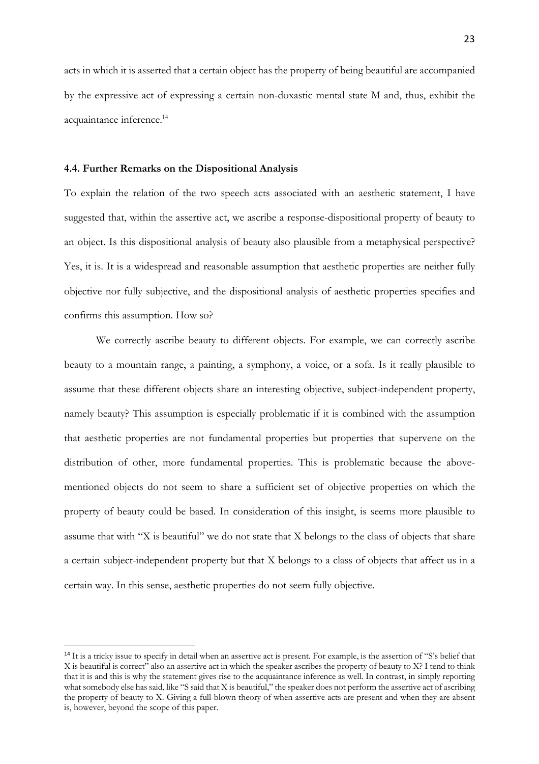acts in which it is asserted that a certain object has the property of being beautiful are accompanied by the expressive act of expressing a certain non-doxastic mental state M and, thus, exhibit the acquaintance inference.[14]

### 4.4. Further Remarks on the Dispositional Analysis

To explain the relation of the two speech acts associated with an aesthetic statement, I have suggested that, within the assertive act, we ascribe a response-dispositional property of beauty to an object. Is this dispositional analysis of beauty also plausible from a metaphysical perspective? Yes, it is. It is a widespread and reasonable assumption that aesthetic properties are neither fully objective nor fully subjective, and the dispositional analysis of aesthetic properties specifies and confirms this assumption. How so?

We correctly ascribe beauty to different objects. For example, we can correctly ascribe beauty to a mountain range, a painting, a symphony, a voice, or a sofa. Is it really plausible to assume that these different objects share an interesting objective, subject-independent property, namely beauty? This assumption is especially problematic if it is combined with the assumption that aesthetic properties are not fundamental properties but properties that supervene on the distribution of other, more fundamental properties. This is problematic because the above-mentioned objects do not seem to share a sufficient set of objective properties on which the property of beauty could be based. In consideration of this insight, is seems more plausible to assume that with "X is beautiful" we do not state that X belongs to the class of objects that share a certain subject-independent property but that X belongs to a class of objects that affect us in a certain way. In this sense, aesthetic properties do not seem fully objective.

[14] It is a tricky issue to specify in detail when an assertive act is present. For example, is the assertion of "S's belief that X is beautiful is correct" also an assertive act in which the speaker ascribes the property of beauty to X? I tend to think that it is and this is why the statement gives rise to the acquaintance inference as well. In contrast, in simply reporting what somebody else has said, like "S said that X is beautiful," the speaker does not perform the assertive act of ascribing the property of beauty to X. Giving a full-blown theory of when assertive acts are present and when they are absent is, however, beyond the scope of this paper.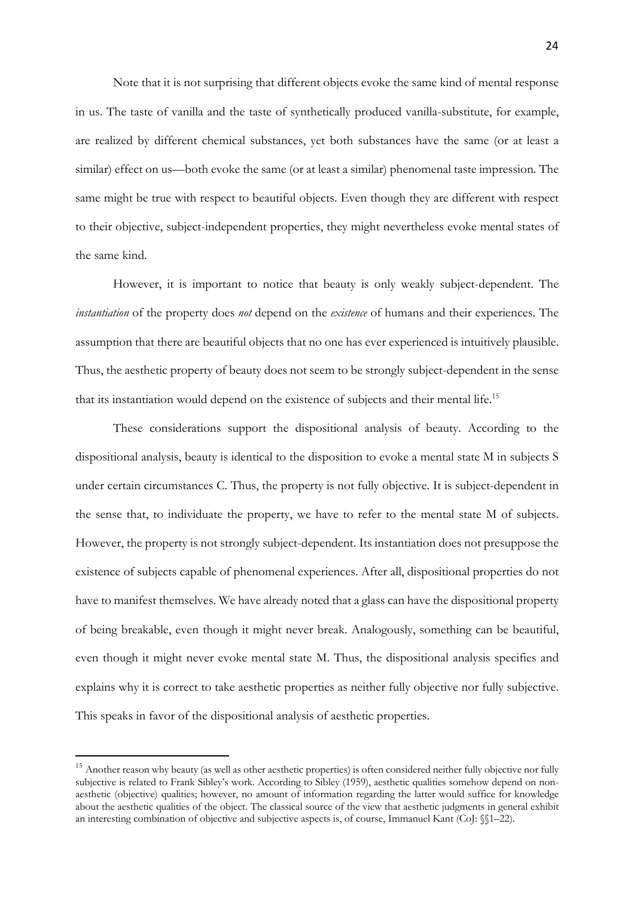Note that it is not surprising that different objects evoke the same kind of mental response in us. The taste of vanilla and the taste of synthetically produced vanilla-substitute, for example, are realized by different chemical substances, yet both substances have the same (or at least a similar) effect on us—both evoke the same (or at least a similar) phenomenal taste impression. The same might be true with respect to beautiful objects. Even though they are different with respect to their objective, subject-independent properties, they might nevertheless evoke mental states of the same kind.

However, it is important to notice that beauty is only weakly subject-dependent. The *instantiation* of the property does *not* depend on the *existence* of humans and their experiences. The assumption that there are beautiful objects that no one has ever experienced is intuitively plausible. Thus, the aesthetic property of beauty does not seem to be strongly subject-dependent in the sense that its instantiation would depend on the existence of subjects and their mental life.[15]

These considerations support the dispositional analysis of beauty. According to the dispositional analysis, beauty is identical to the disposition to evoke a mental state M in subjects S under certain circumstances C. Thus, the property is not fully objective. It is subject-dependent in the sense that, to individuate the property, we have to refer to the mental state M of subjects. However, the property is not strongly subject-dependent. Its instantiation does not presuppose the existence of subjects capable of phenomenal experiences. After all, dispositional properties do not have to manifest themselves. We have already noted that a glass can have the dispositional property of being breakable, even though it might never break. Analogously, something can be beautiful, even though it might never evoke mental state M. Thus, the dispositional analysis specifies and explains why it is correct to take aesthetic properties as neither fully objective nor fully subjective. This speaks in favor of the dispositional analysis of aesthetic properties.

[15] Another reason why beauty (as well as other aesthetic properties) is often considered neither fully objective nor fully subjective is related to Frank Sibley's work. According to Sibley (1959), aesthetic qualities somehow depend on non-aesthetic (objective) qualities; however, no amount of information regarding the latter would suffice for knowledge about the aesthetic qualities of the object. The classical source of the view that aesthetic judgments in general exhibit an interesting combination of objective and subjective aspects is, of course, Immanuel Kant (CoJ: §§1–22).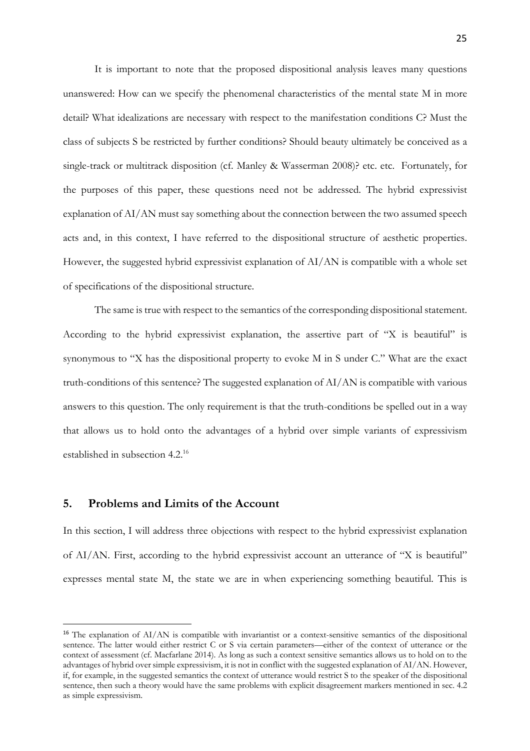It is important to note that the proposed dispositional analysis leaves many questions unanswered: How can we specify the phenomenal characteristics of the mental state M in more detail? What idealizations are necessary with respect to the manifestation conditions C? Must the class of subjects S be restricted by further conditions? Should beauty ultimately be conceived as a single-track or multitrack disposition (cf. Manley & Wasserman 2008)? etc. etc. Fortunately, for the purposes of this paper, these questions need not be addressed. The hybrid expressivist explanation of AI/AN must say something about the connection between the two assumed speech acts and, in this context, I have referred to the dispositional structure of aesthetic properties. However, the suggested hybrid expressivist explanation of AI/AN is compatible with a whole set of specifications of the dispositional structure.

The same is true with respect to the semantics of the corresponding dispositional statement. According to the hybrid expressivist explanation, the assertive part of "X is beautiful" is synonymous to "X has the dispositional property to evoke M in S under C." What are the exact truth-conditions of this sentence? The suggested explanation of AI/AN is compatible with various answers to this question. The only requirement is that the truth-conditions be spelled out in a way that allows us to hold onto the advantages of a hybrid over simple variants of expressivism established in subsection 4.2.[16]

## 5. Problems and Limits of the Account

In this section, I will address three objections with respect to the hybrid expressivist explanation of AI/AN. First, according to the hybrid expressivist account an utterance of "X is beautiful" expresses mental state M, the state we are in when experiencing something beautiful. This is

[16] The explanation of AI/AN is compatible with invariantist or a context-sensitive semantics of the dispositional sentence. The latter would either restrict C or S via certain parameters—either of the context of utterance or the context of assessment (cf. Macfarlane 2014). As long as such a context sensitive semantics allows us to hold on to the advantages of hybrid over simple expressivism, it is not in conflict with the suggested explanation of AI/AN. However, if, for example, in the suggested semantics the context of utterance would restrict S to the speaker of the dispositional sentence, then such a theory would have the same problems with explicit disagreement markers mentioned in sec. 4.2 as simple expressivism.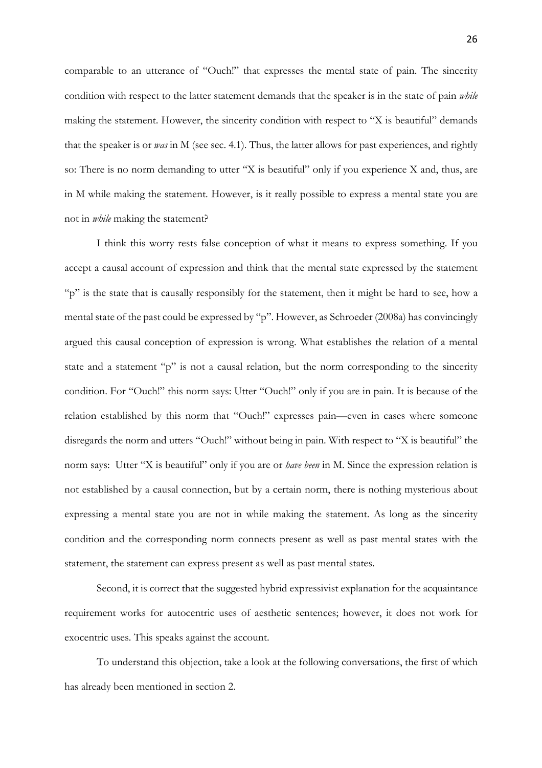comparable to an utterance of "Ouch!" that expresses the mental state of pain. The sincerity condition with respect to the latter statement demands that the speaker is in the state of pain *while* making the statement. However, the sincerity condition with respect to "X is beautiful" demands that the speaker is or *was* in M (see sec. 4.1). Thus, the latter allows for past experiences, and rightly so: There is no norm demanding to utter "X is beautiful" only if you experience X and, thus, are in M while making the statement. However, is it really possible to express a mental state you are not in *while* making the statement?

I think this worry rests false conception of what it means to express something. If you accept a causal account of expression and think that the mental state expressed by the statement "p" is the state that is causally responsibly for the statement, then it might be hard to see, how a mental state of the past could be expressed by "p". However, as Schroeder (2008a) has convincingly argued this causal conception of expression is wrong. What establishes the relation of a mental state and a statement "p" is not a causal relation, but the norm corresponding to the sincerity condition. For "Ouch!" this norm says: Utter "Ouch!" only if you are in pain. It is because of the relation established by this norm that "Ouch!" expresses pain—even in cases where someone disregards the norm and utters "Ouch!" without being in pain. With respect to "X is beautiful" the norm says: Utter "X is beautiful" only if you are or *have been* in M. Since the expression relation is not established by a causal connection, but by a certain norm, there is nothing mysterious about expressing a mental state you are not in while making the statement. As long as the sincerity condition and the corresponding norm connects present as well as past mental states with the statement, the statement can express present as well as past mental states.

Second, it is correct that the suggested hybrid expressivist explanation for the acquaintance requirement works for autocentric uses of aesthetic sentences; however, it does not work for exocentric uses. This speaks against the account.

To understand this objection, take a look at the following conversations, the first of which has already been mentioned in section 2.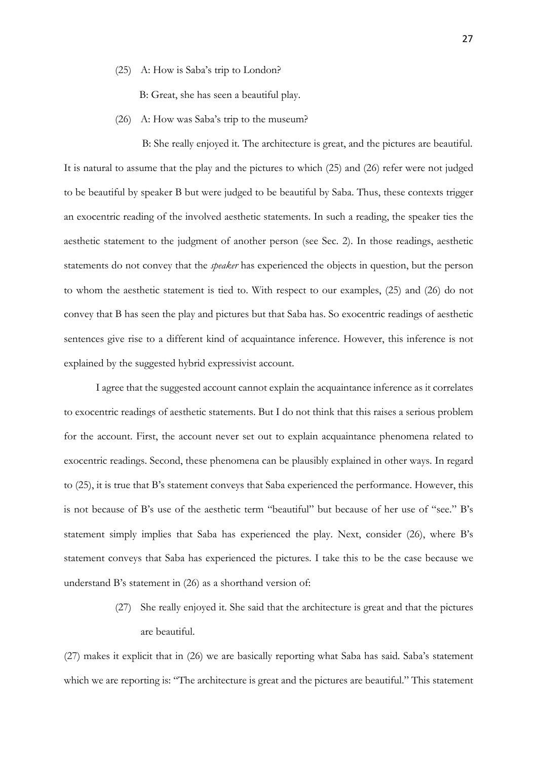(25) A: How is Saba's trip to London?

B: Great, she has seen a beautiful play.

(26) A: How was Saba's trip to the museum?

B: She really enjoyed it. The architecture is great, and the pictures are beautiful.

It is natural to assume that the play and the pictures to which (25) and (26) refer were not judged to be beautiful by speaker B but were judged to be beautiful by Saba. Thus, these contexts trigger an exocentric reading of the involved aesthetic statements. In such a reading, the speaker ties the aesthetic statement to the judgment of another person (see Sec. 2). In those readings, aesthetic statements do not convey that the *speaker* has experienced the objects in question, but the person to whom the aesthetic statement is tied to. With respect to our examples, (25) and (26) do not convey that B has seen the play and pictures but that Saba has. So exocentric readings of aesthetic sentences give rise to a different kind of acquaintance inference. However, this inference is not explained by the suggested hybrid expressivist account.

I agree that the suggested account cannot explain the acquaintance inference as it correlates to exocentric readings of aesthetic statements. But I do not think that this raises a serious problem for the account. First, the account never set out to explain acquaintance phenomena related to exocentric readings. Second, these phenomena can be plausibly explained in other ways. In regard to (25), it is true that B's statement conveys that Saba experienced the performance. However, this is not because of B's use of the aesthetic term "beautiful" but because of her use of "see." B's statement simply implies that Saba has experienced the play. Next, consider (26), where B's statement conveys that Saba has experienced the pictures. I take this to be the case because we understand B's statement in (26) as a shorthand version of:

(27) She really enjoyed it. She said that the architecture is great and that the pictures are beautiful.

(27) makes it explicit that in (26) we are basically reporting what Saba has said. Saba's statement which we are reporting is: "The architecture is great and the pictures are beautiful." This statement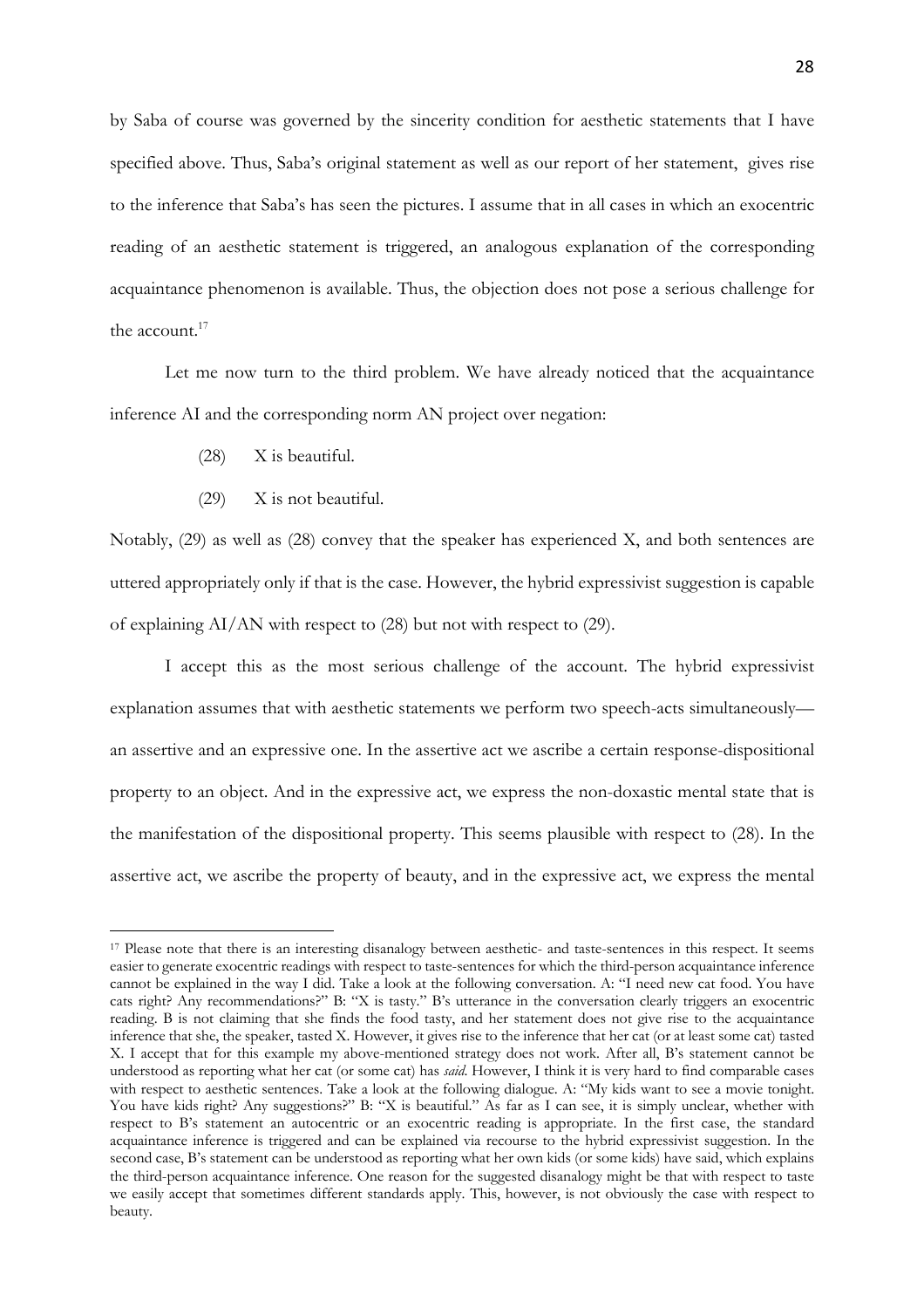by Saba of course was governed by the sincerity condition for aesthetic statements that I have specified above. Thus, Saba's original statement as well as our report of her statement, gives rise to the inference that Saba's has seen the pictures. I assume that in all cases in which an exocentric reading of an aesthetic statement is triggered, an analogous explanation of the corresponding acquaintance phenomenon is available. Thus, the objection does not pose a serious challenge for the account.[17]

Let me now turn to the third problem. We have already noticed that the acquaintance inference AI and the corresponding norm AN project over negation:

(28) X is beautiful.

(29) X is not beautiful.

Notably, (29) as well as (28) convey that the speaker has experienced X, and both sentences are uttered appropriately only if that is the case. However, the hybrid expressivist suggestion is capable of explaining AI/AN with respect to (28) but not with respect to (29).

I accept this as the most serious challenge of the account. The hybrid expressivist explanation assumes that with aesthetic statements we perform two speech-acts simultaneously—an assertive and an expressive one. In the assertive act we ascribe a certain response-dispositional property to an object. And in the expressive act, we express the non-doxastic mental state that is the manifestation of the dispositional property. This seems plausible with respect to (28). In the assertive act, we ascribe the property of beauty, and in the expressive act, we express the mental

---

[17] Please note that there is an interesting disanalogy between aesthetic- and taste-sentences in this respect. It seems easier to generate exocentric readings with respect to taste-sentences for which the third-person acquaintance inference cannot be explained in the way I did. Take a look at the following conversation. A: "I need new cat food. You have cats right? Any recommendations?" B: "X is tasty." B's utterance in the conversation clearly triggers an exocentric reading. B is not claiming that she finds the food tasty, and her statement does not give rise to the acquaintance inference that she, the speaker, tasted X. However, it gives rise to the inference that her cat (or at least some cat) tasted X. I accept that for this example my above-mentioned strategy does not work. After all, B's statement cannot be understood as reporting what her cat (or some cat) has *said*. However, I think it is very hard to find comparable cases with respect to aesthetic sentences. Take a look at the following dialogue. A: "My kids want to see a movie tonight. You have kids right? Any suggestions?" B: "X is beautiful." As far as I can see, it is simply unclear, whether with respect to B's statement an autocentric or an exocentric reading is appropriate. In the first case, the standard acquaintance inference is triggered and can be explained via recourse to the hybrid expressivist suggestion. In the second case, B's statement can be understood as reporting what her own kids (or some kids) have said, which explains the third-person acquaintance inference. One reason for the suggested disanalogy might be that with respect to taste we easily accept that sometimes different standards apply. This, however, is not obviously the case with respect to beauty.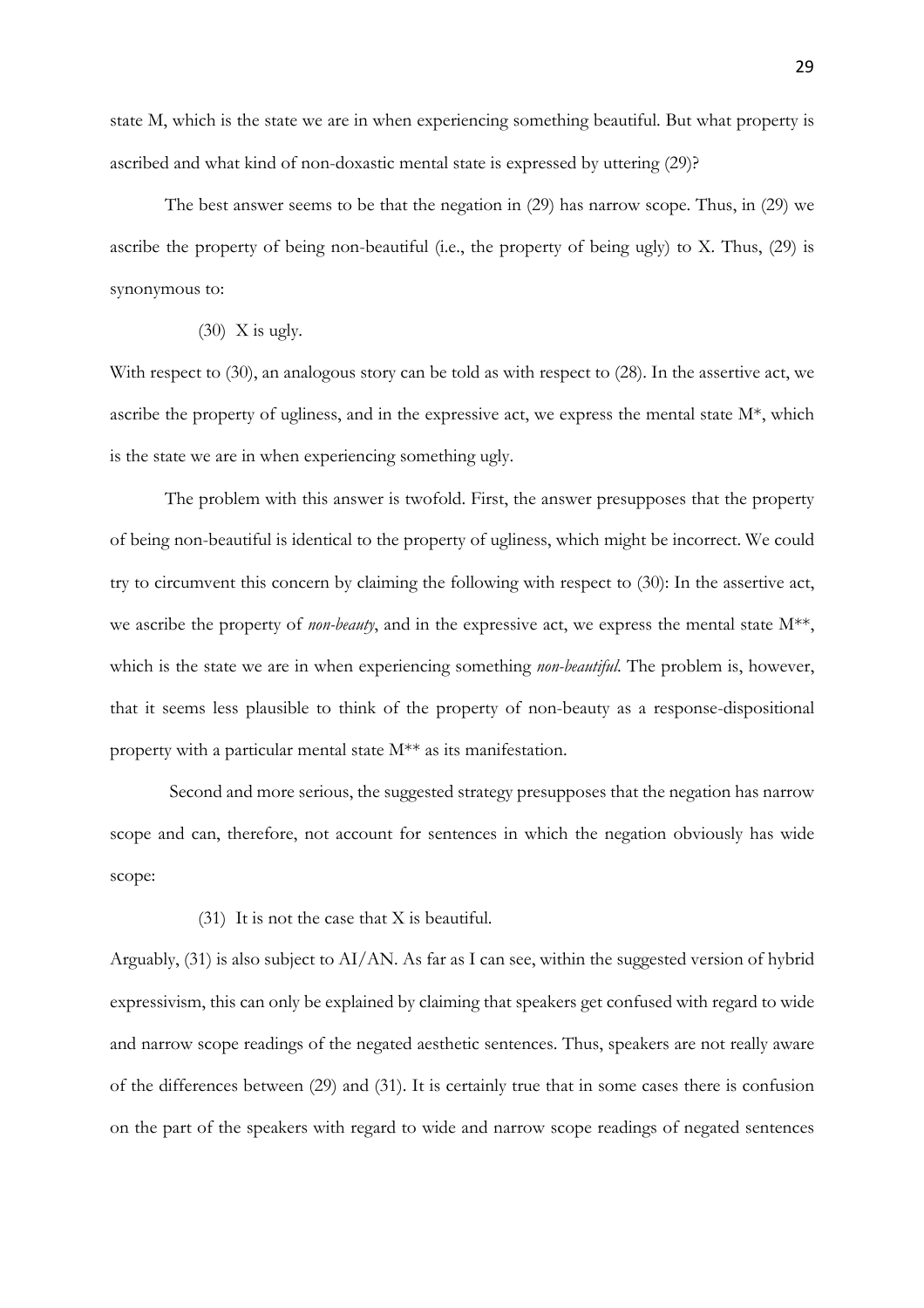state M, which is the state we are in when experiencing something beautiful. But what property is ascribed and what kind of non-doxastic mental state is expressed by uttering (29)?

The best answer seems to be that the negation in (29) has narrow scope. Thus, in (29) we ascribe the property of being non-beautiful (i.e., the property of being ugly) to X. Thus, (29) is synonymous to:

(30) X is ugly.

With respect to (30), an analogous story can be told as with respect to (28). In the assertive act, we ascribe the property of ugliness, and in the expressive act, we express the mental state M*, which is the state we are in when experiencing something ugly.

The problem with this answer is twofold. First, the answer presupposes that the property of being non-beautiful is identical to the property of ugliness, which might be incorrect. We could try to circumvent this concern by claiming the following with respect to (30): In the assertive act, we ascribe the property of *non-beauty*, and in the expressive act, we express the mental state M**, which is the state we are in when experiencing something *non-beautiful*. The problem is, however, that it seems less plausible to think of the property of non-beauty as a response-dispositional property with a particular mental state M** as its manifestation.

Second and more serious, the suggested strategy presupposes that the negation has narrow scope and can, therefore, not account for sentences in which the negation obviously has wide scope:

(31) It is not the case that X is beautiful.

Arguably, (31) is also subject to AI/AN. As far as I can see, within the suggested version of hybrid expressivism, this can only be explained by claiming that speakers get confused with regard to wide and narrow scope readings of the negated aesthetic sentences. Thus, speakers are not really aware of the differences between (29) and (31). It is certainly true that in some cases there is confusion on the part of the speakers with regard to wide and narrow scope readings of negated sentences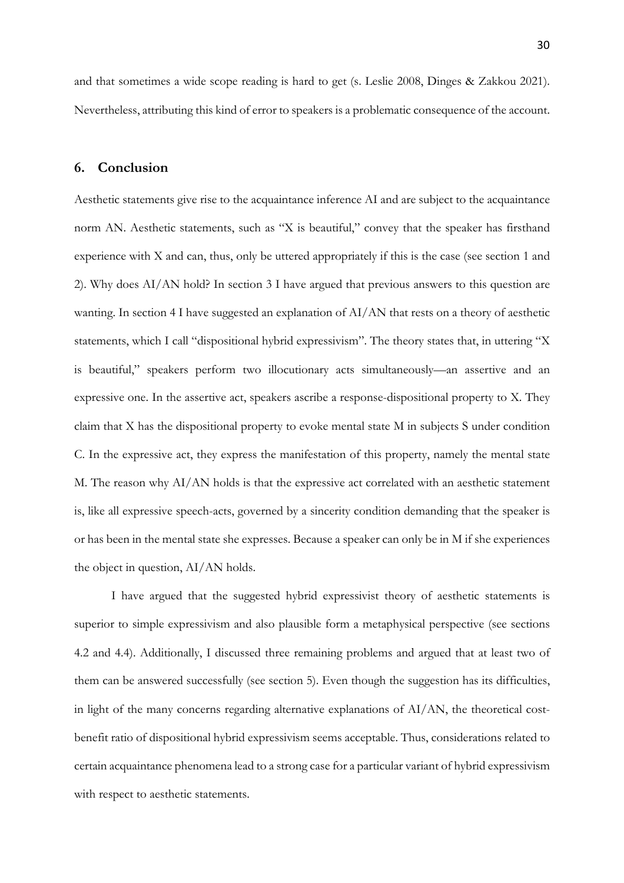and that sometimes a wide scope reading is hard to get (s. Leslie 2008, Dinges & Zakkou 2021). Nevertheless, attributing this kind of error to speakers is a problematic consequence of the account.

## 6. Conclusion

Aesthetic statements give rise to the acquaintance inference AI and are subject to the acquaintance norm AN. Aesthetic statements, such as "X is beautiful," convey that the speaker has firsthand experience with X and can, thus, only be uttered appropriately if this is the case (see section 1 and 2). Why does AI/AN hold? In section 3 I have argued that previous answers to this question are wanting. In section 4 I have suggested an explanation of AI/AN that rests on a theory of aesthetic statements, which I call "dispositional hybrid expressivism". The theory states that, in uttering "X is beautiful," speakers perform two illocutionary acts simultaneously—an assertive and an expressive one. In the assertive act, speakers ascribe a response-dispositional property to X. They claim that X has the dispositional property to evoke mental state M in subjects S under condition C. In the expressive act, they express the manifestation of this property, namely the mental state M. The reason why AI/AN holds is that the expressive act correlated with an aesthetic statement is, like all expressive speech-acts, governed by a sincerity condition demanding that the speaker is or has been in the mental state she expresses. Because a speaker can only be in M if she experiences the object in question, AI/AN holds.

I have argued that the suggested hybrid expressivist theory of aesthetic statements is superior to simple expressivism and also plausible form a metaphysical perspective (see sections 4.2 and 4.4). Additionally, I discussed three remaining problems and argued that at least two of them can be answered successfully (see section 5). Even though the suggestion has its difficulties, in light of the many concerns regarding alternative explanations of AI/AN, the theoretical cost-benefit ratio of dispositional hybrid expressivism seems acceptable. Thus, considerations related to certain acquaintance phenomena lead to a strong case for a particular variant of hybrid expressivism with respect to aesthetic statements.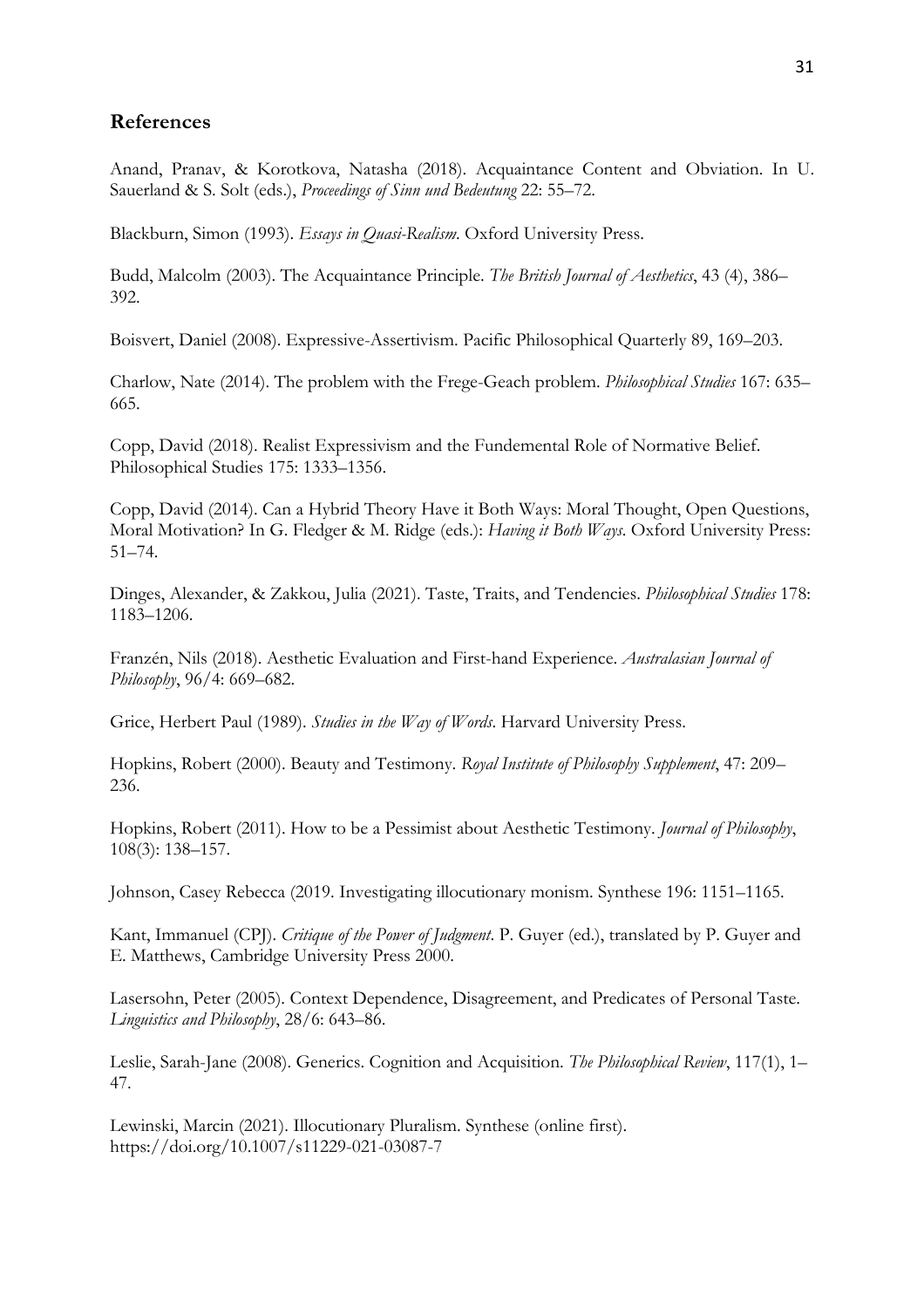## References

Anand, Pranav, & Korotkova, Natasha (2018). Acquaintance Content and Obviation. In U. Sauerland & S. Solt (eds.), *Proceedings of Sinn und Bedeutung* 22: 55–72.

Blackburn, Simon (1993). *Essays in Quasi-Realism*. Oxford University Press.

Budd, Malcolm (2003). The Acquaintance Principle. *The British Journal of Aesthetics*, 43 (4), 386–392.

Boisvert, Daniel (2008). Expressive-Assertivism. Pacific Philosophical Quarterly 89, 169–203.

Charlow, Nate (2014). The problem with the Frege-Geach problem. *Philosophical Studies* 167: 635–665.

Copp, David (2018). Realist Expressivism and the Fundemental Role of Normative Belief. Philosophical Studies 175: 1333–1356.

Copp, David (2014). Can a Hybrid Theory Have it Both Ways: Moral Thought, Open Questions, Moral Motivation? In G. Fledger & M. Ridge (eds.): *Having it Both Ways*. Oxford University Press: 51–74.

Dinges, Alexander, & Zakkou, Julia (2021). Taste, Traits, and Tendencies. *Philosophical Studies* 178: 1183–1206.

Franzén, Nils (2018). Aesthetic Evaluation and First-hand Experience. *Australasian Journal of Philosophy*, 96/4: 669–682.

Grice, Herbert Paul (1989). *Studies in the Way of Words*. Harvard University Press.

Hopkins, Robert (2000). Beauty and Testimony. *Royal Institute of Philosophy Supplement*, 47: 209–236.

Hopkins, Robert (2011). How to be a Pessimist about Aesthetic Testimony. *Journal of Philosophy*, 108(3): 138–157.

Johnson, Casey Rebecca (2019. Investigating illocutionary monism. Synthese 196: 1151–1165.

Kant, Immanuel (CPJ). *Critique of the Power of Judgment*. P. Guyer (ed.), translated by P. Guyer and E. Matthews, Cambridge University Press 2000.

Lasersohn, Peter (2005). Context Dependence, Disagreement, and Predicates of Personal Taste. *Linguistics and Philosophy*, 28/6: 643–86.

Leslie, Sarah-Jane (2008). Generics. Cognition and Acquisition. *The Philosophical Review*, 117(1), 1–47.

Lewinski, Marcin (2021). Illocutionary Pluralism. Synthese (online first). https://doi.org/10.1007/s11229-021-03087-7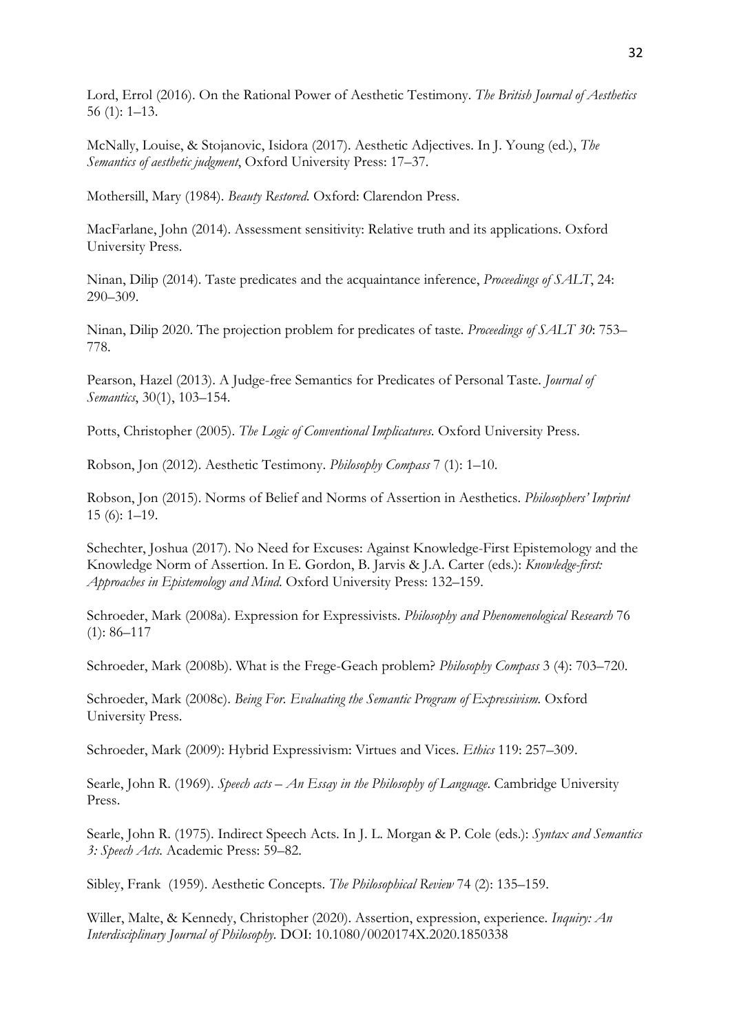Lord, Errol (2016). On the Rational Power of Aesthetic Testimony. *The British Journal of Aesthetics* 56 (1): 1–13.

McNally, Louise, & Stojanovic, Isidora (2017). Aesthetic Adjectives. In J. Young (ed.), *The Semantics of aesthetic judgment*, Oxford University Press: 17–37.

Mothersill, Mary (1984). *Beauty Restored.* Oxford: Clarendon Press.

MacFarlane, John (2014). Assessment sensitivity: Relative truth and its applications. Oxford University Press.

Ninan, Dilip (2014). Taste predicates and the acquaintance inference, *Proceedings of SALT*, 24: 290–309.

Ninan, Dilip 2020. The projection problem for predicates of taste. *Proceedings of SALT 30*: 753–778.

Pearson, Hazel (2013). A Judge-free Semantics for Predicates of Personal Taste. *Journal of Semantics*, 30(1), 103–154.

Potts, Christopher (2005). *The Logic of Conventional Implicatures.* Oxford University Press.

Robson, Jon (2012). Aesthetic Testimony. *Philosophy Compass* 7 (1): 1–10.

Robson, Jon (2015). Norms of Belief and Norms of Assertion in Aesthetics. *Philosophers' Imprint* 15 (6): 1–19.

Schechter, Joshua (2017). No Need for Excuses: Against Knowledge-First Epistemology and the Knowledge Norm of Assertion. In E. Gordon, B. Jarvis & J.A. Carter (eds.): *Knowledge-first: Approaches in Epistemology and Mind.* Oxford University Press: 132–159.

Schroeder, Mark (2008a). Expression for Expressivists. *Philosophy and Phenomenological Research* 76 (1): 86–117

Schroeder, Mark (2008b). What is the Frege-Geach problem? *Philosophy Compass* 3 (4): 703–720.

Schroeder, Mark (2008c). *Being For. Evaluating the Semantic Program of Expressivism.* Oxford University Press.

Schroeder, Mark (2009): Hybrid Expressivism: Virtues and Vices. *Ethics* 119: 257–309.

Searle, John R. (1969). *Speech acts – An Essay in the Philosophy of Language*. Cambridge University Press.

Searle, John R. (1975). Indirect Speech Acts. In J. L. Morgan & P. Cole (eds.): *Syntax and Semantics 3: Speech Acts.* Academic Press: 59–82.

Sibley, Frank (1959). Aesthetic Concepts. *The Philosophical Review* 74 (2): 135–159.

Willer, Malte, & Kennedy, Christopher (2020). Assertion, expression, experience. *Inquiry: An Interdisciplinary Journal of Philosophy.* DOI: 10.1080/0020174X.2020.1850338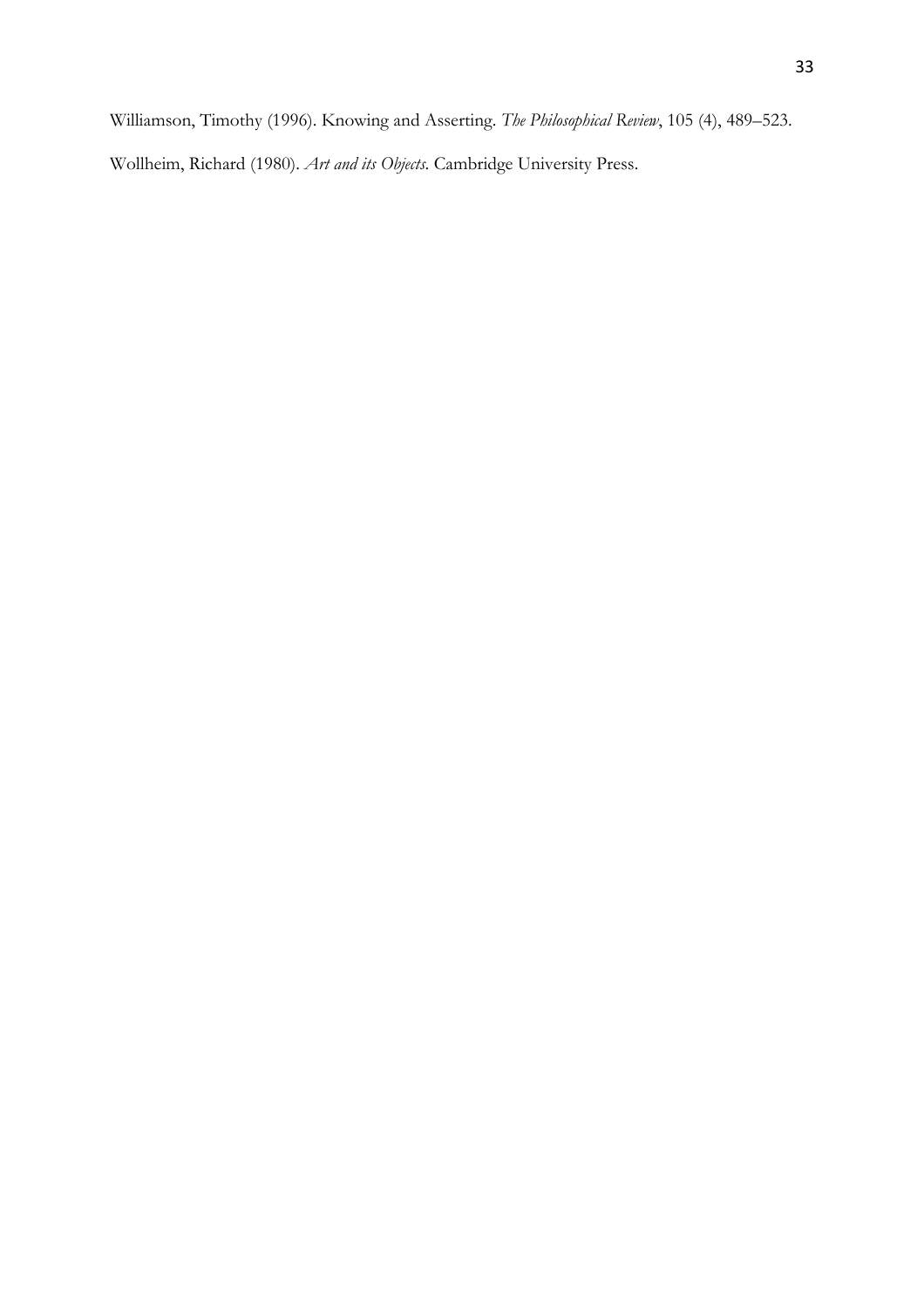Williamson, Timothy (1996). Knowing and Asserting. *The Philosophical Review*, 105 (4), 489–523.

Wollheim, Richard (1980). *Art and its Objects*. Cambridge University Press.